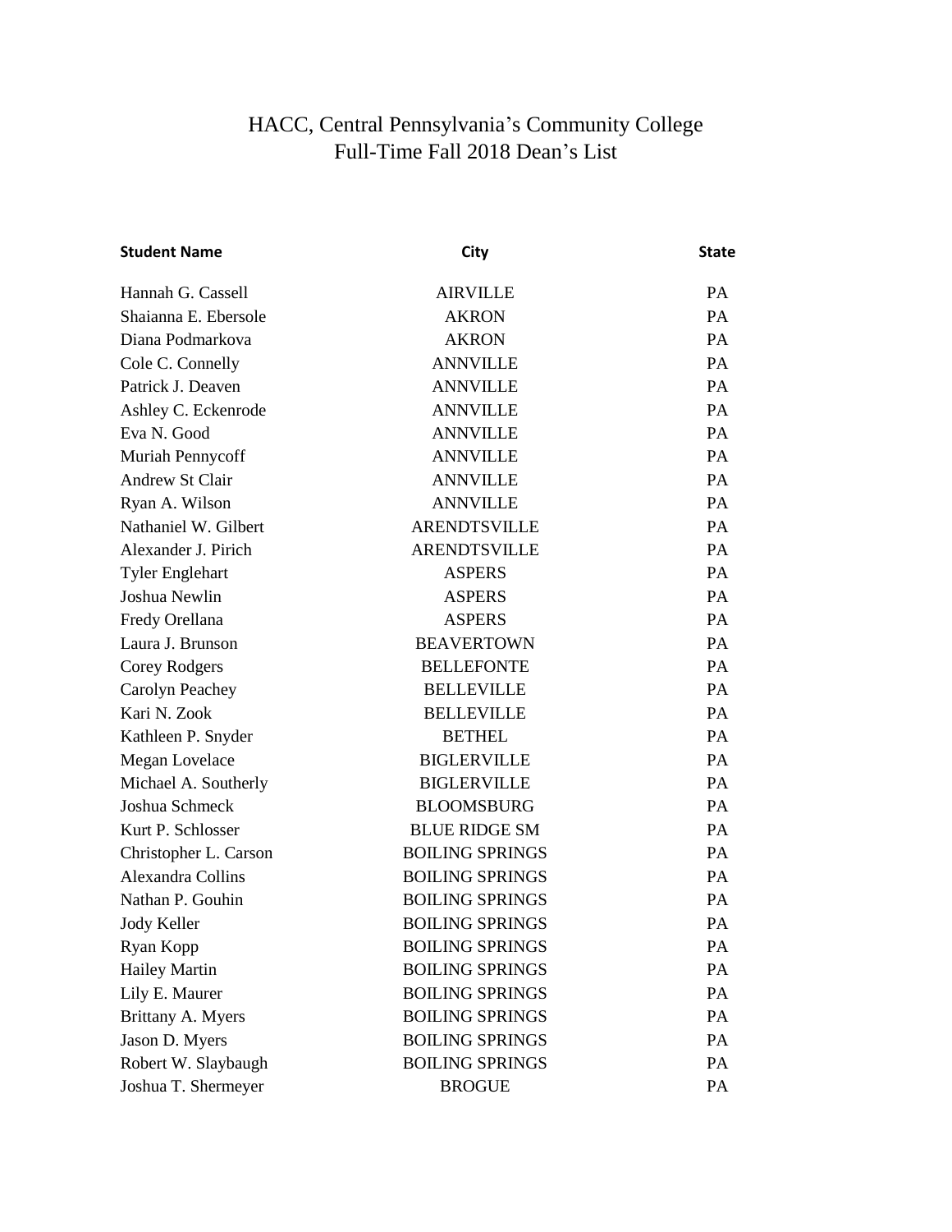# HACC, Central Pennsylvania's Community College
## Full-Time Fall 2018 Dean's List

| Student Name | City | State |
|---|---|---|
| Hannah G. Cassell | AIRVILLE | PA |
| Shaianna E. Ebersole | AKRON | PA |
| Diana Podmarkova | AKRON | PA |
| Cole C. Connelly | ANNVILLE | PA |
| Patrick J. Deaven | ANNVILLE | PA |
| Ashley C. Eckenrode | ANNVILLE | PA |
| Eva N. Good | ANNVILLE | PA |
| Muriah Pennycoff | ANNVILLE | PA |
| Andrew St Clair | ANNVILLE | PA |
| Ryan A. Wilson | ANNVILLE | PA |
| Nathaniel W. Gilbert | ARENDTSVILLE | PA |
| Alexander J. Pirich | ARENDTSVILLE | PA |
| Tyler Englehart | ASPERS | PA |
| Joshua Newlin | ASPERS | PA |
| Fredy Orellana | ASPERS | PA |
| Laura J. Brunson | BEAVERTOWN | PA |
| Corey Rodgers | BELLEFONTE | PA |
| Carolyn Peachey | BELLEVILLE | PA |
| Kari N. Zook | BELLEVILLE | PA |
| Kathleen P. Snyder | BETHEL | PA |
| Megan Lovelace | BIGLERVILLE | PA |
| Michael A. Southerly | BIGLERVILLE | PA |
| Joshua Schmeck | BLOOMSBURG | PA |
| Kurt P. Schlosser | BLUE RIDGE SM | PA |
| Christopher L. Carson | BOILING SPRINGS | PA |
| Alexandra Collins | BOILING SPRINGS | PA |
| Nathan P. Gouhin | BOILING SPRINGS | PA |
| Jody Keller | BOILING SPRINGS | PA |
| Ryan Kopp | BOILING SPRINGS | PA |
| Hailey Martin | BOILING SPRINGS | PA |
| Lily E. Maurer | BOILING SPRINGS | PA |
| Brittany A. Myers | BOILING SPRINGS | PA |
| Jason D. Myers | BOILING SPRINGS | PA |
| Robert W. Slaybaugh | BOILING SPRINGS | PA |
| Joshua T. Shermeyer | BROGUE | PA |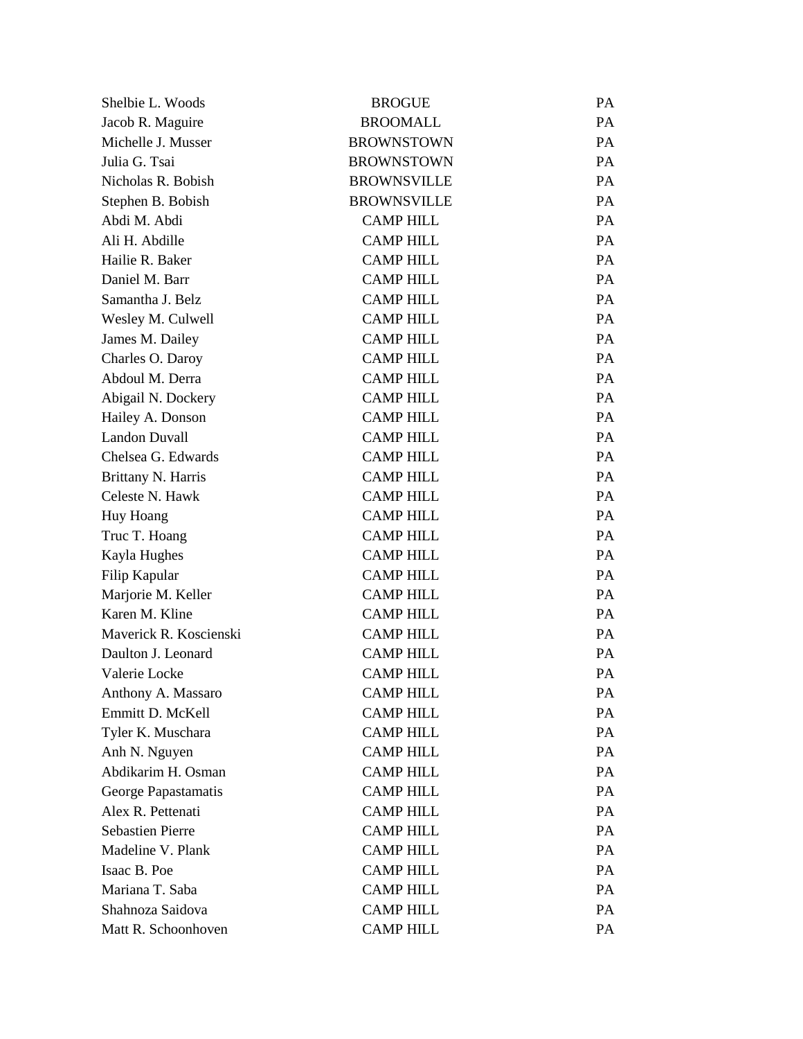| | | |
|---|---|---|
| Shelbie L. Woods | BROGUE | PA |
| Jacob R. Maguire | BROOMALL | PA |
| Michelle J. Musser | BROWNSTOWN | PA |
| Julia G. Tsai | BROWNSTOWN | PA |
| Nicholas R. Bobish | BROWNSVILLE | PA |
| Stephen B. Bobish | BROWNSVILLE | PA |
| Abdi M. Abdi | CAMP HILL | PA |
| Ali H. Abdille | CAMP HILL | PA |
| Hailie R. Baker | CAMP HILL | PA |
| Daniel M. Barr | CAMP HILL | PA |
| Samantha J. Belz | CAMP HILL | PA |
| Wesley M. Culwell | CAMP HILL | PA |
| James M. Dailey | CAMP HILL | PA |
| Charles O. Daroy | CAMP HILL | PA |
| Abdoul M. Derra | CAMP HILL | PA |
| Abigail N. Dockery | CAMP HILL | PA |
| Hailey A. Donson | CAMP HILL | PA |
| Landon Duvall | CAMP HILL | PA |
| Chelsea G. Edwards | CAMP HILL | PA |
| Brittany N. Harris | CAMP HILL | PA |
| Celeste N. Hawk | CAMP HILL | PA |
| Huy Hoang | CAMP HILL | PA |
| Truc T. Hoang | CAMP HILL | PA |
| Kayla Hughes | CAMP HILL | PA |
| Filip Kapular | CAMP HILL | PA |
| Marjorie M. Keller | CAMP HILL | PA |
| Karen M. Kline | CAMP HILL | PA |
| Maverick R. Koscienski | CAMP HILL | PA |
| Daulton J. Leonard | CAMP HILL | PA |
| Valerie Locke | CAMP HILL | PA |
| Anthony A. Massaro | CAMP HILL | PA |
| Emmitt D. McKell | CAMP HILL | PA |
| Tyler K. Muschara | CAMP HILL | PA |
| Anh N. Nguyen | CAMP HILL | PA |
| Abdikarim H. Osman | CAMP HILL | PA |
| George Papastamatis | CAMP HILL | PA |
| Alex R. Pettenati | CAMP HILL | PA |
| Sebastien Pierre | CAMP HILL | PA |
| Madeline V. Plank | CAMP HILL | PA |
| Isaac B. Poe | CAMP HILL | PA |
| Mariana T. Saba | CAMP HILL | PA |
| Shahnoza Saidova | CAMP HILL | PA |
| Matt R. Schoonhoven | CAMP HILL | PA |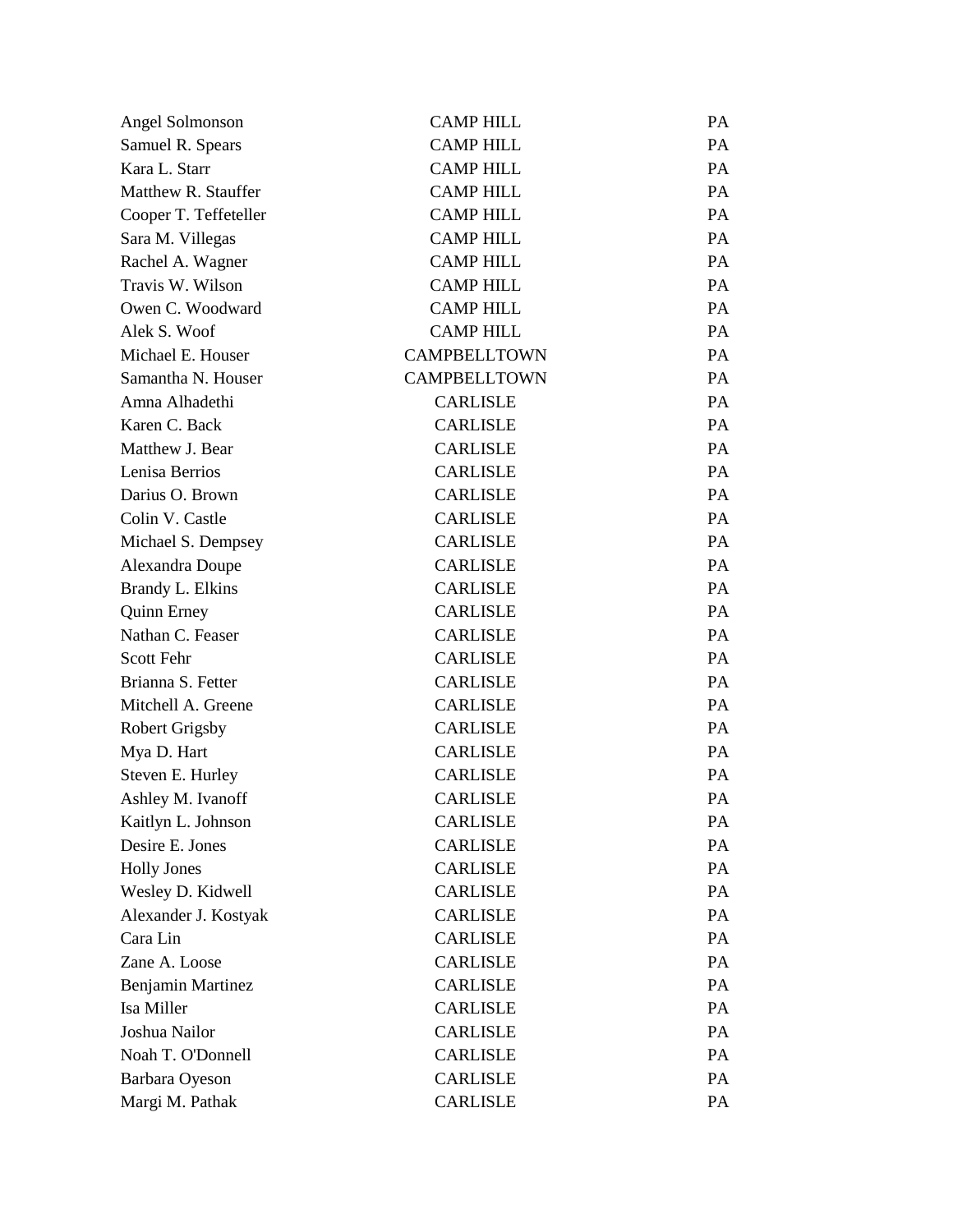| | | |
|---|---|---|
| Angel Solmonson | CAMP HILL | PA |
| Samuel R. Spears | CAMP HILL | PA |
| Kara L. Starr | CAMP HILL | PA |
| Matthew R. Stauffer | CAMP HILL | PA |
| Cooper T. Teffeteller | CAMP HILL | PA |
| Sara M. Villegas | CAMP HILL | PA |
| Rachel A. Wagner | CAMP HILL | PA |
| Travis W. Wilson | CAMP HILL | PA |
| Owen C. Woodward | CAMP HILL | PA |
| Alek S. Woof | CAMP HILL | PA |
| Michael E. Houser | CAMPBELLTOWN | PA |
| Samantha N. Houser | CAMPBELLTOWN | PA |
| Amna Alhadethi | CARLISLE | PA |
| Karen C. Back | CARLISLE | PA |
| Matthew J. Bear | CARLISLE | PA |
| Lenisa Berrios | CARLISLE | PA |
| Darius O. Brown | CARLISLE | PA |
| Colin V. Castle | CARLISLE | PA |
| Michael S. Dempsey | CARLISLE | PA |
| Alexandra Doupe | CARLISLE | PA |
| Brandy L. Elkins | CARLISLE | PA |
| Quinn Erney | CARLISLE | PA |
| Nathan C. Feaser | CARLISLE | PA |
| Scott Fehr | CARLISLE | PA |
| Brianna S. Fetter | CARLISLE | PA |
| Mitchell A. Greene | CARLISLE | PA |
| Robert Grigsby | CARLISLE | PA |
| Mya D. Hart | CARLISLE | PA |
| Steven E. Hurley | CARLISLE | PA |
| Ashley M. Ivanoff | CARLISLE | PA |
| Kaitlyn L. Johnson | CARLISLE | PA |
| Desire E. Jones | CARLISLE | PA |
| Holly Jones | CARLISLE | PA |
| Wesley D. Kidwell | CARLISLE | PA |
| Alexander J. Kostyak | CARLISLE | PA |
| Cara Lin | CARLISLE | PA |
| Zane A. Loose | CARLISLE | PA |
| Benjamin Martinez | CARLISLE | PA |
| Isa Miller | CARLISLE | PA |
| Joshua Nailor | CARLISLE | PA |
| Noah T. O'Donnell | CARLISLE | PA |
| Barbara Oyeson | CARLISLE | PA |
| Margi M. Pathak | CARLISLE | PA |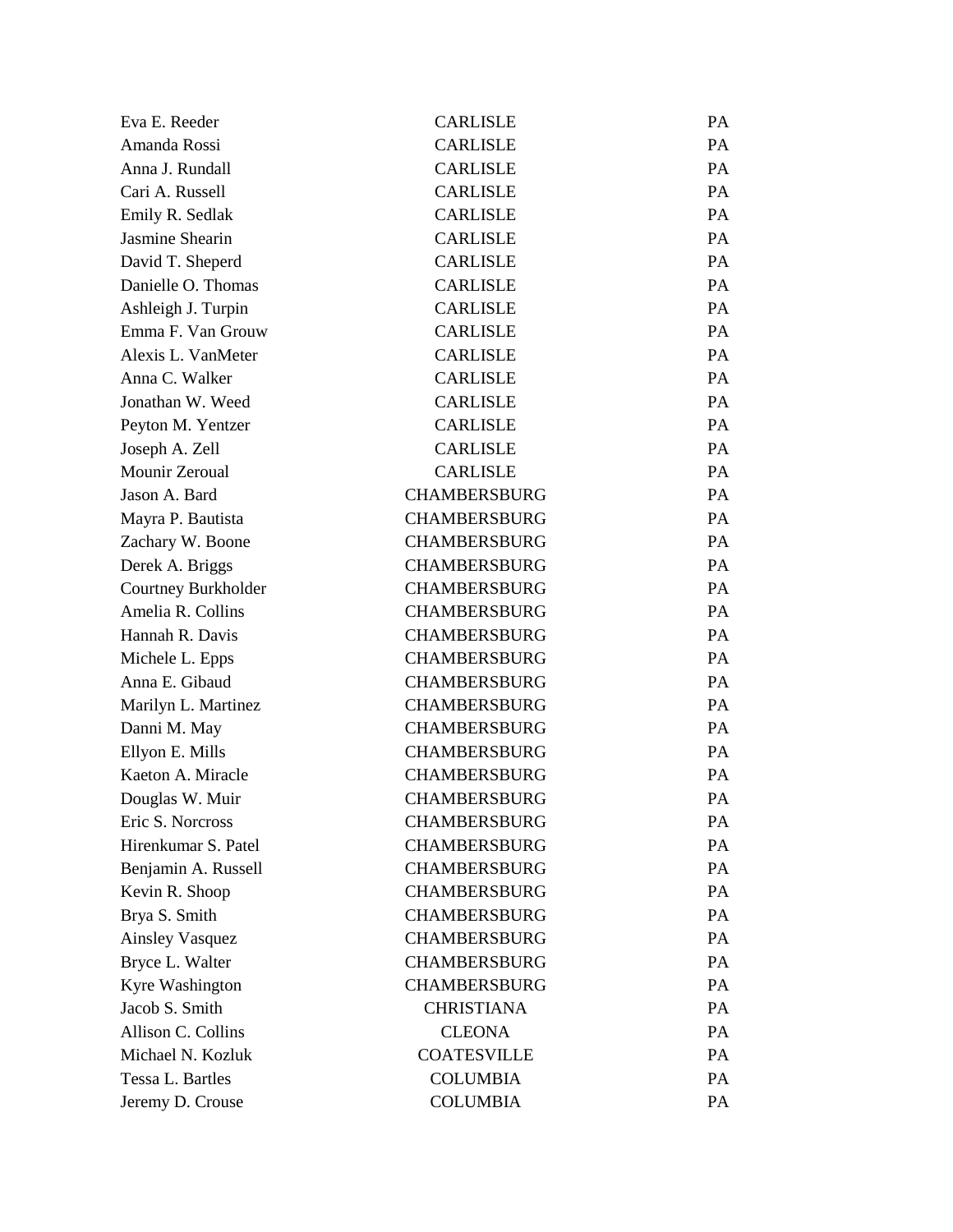| | | |
|---|---|---|
| Eva E. Reeder | CARLISLE | PA |
| Amanda Rossi | CARLISLE | PA |
| Anna J. Rundall | CARLISLE | PA |
| Cari A. Russell | CARLISLE | PA |
| Emily R. Sedlak | CARLISLE | PA |
| Jasmine Shearin | CARLISLE | PA |
| David T. Sheperd | CARLISLE | PA |
| Danielle O. Thomas | CARLISLE | PA |
| Ashleigh J. Turpin | CARLISLE | PA |
| Emma F. Van Grouw | CARLISLE | PA |
| Alexis L. VanMeter | CARLISLE | PA |
| Anna C. Walker | CARLISLE | PA |
| Jonathan W. Weed | CARLISLE | PA |
| Peyton M. Yentzer | CARLISLE | PA |
| Joseph A. Zell | CARLISLE | PA |
| Mounir Zeroual | CARLISLE | PA |
| Jason A. Bard | CHAMBERSBURG | PA |
| Mayra P. Bautista | CHAMBERSBURG | PA |
| Zachary W. Boone | CHAMBERSBURG | PA |
| Derek A. Briggs | CHAMBERSBURG | PA |
| Courtney Burkholder | CHAMBERSBURG | PA |
| Amelia R. Collins | CHAMBERSBURG | PA |
| Hannah R. Davis | CHAMBERSBURG | PA |
| Michele L. Epps | CHAMBERSBURG | PA |
| Anna E. Gibaud | CHAMBERSBURG | PA |
| Marilyn L. Martinez | CHAMBERSBURG | PA |
| Danni M. May | CHAMBERSBURG | PA |
| Ellyon E. Mills | CHAMBERSBURG | PA |
| Kaeton A. Miracle | CHAMBERSBURG | PA |
| Douglas W. Muir | CHAMBERSBURG | PA |
| Eric S. Norcross | CHAMBERSBURG | PA |
| Hirenkumar S. Patel | CHAMBERSBURG | PA |
| Benjamin A. Russell | CHAMBERSBURG | PA |
| Kevin R. Shoop | CHAMBERSBURG | PA |
| Brya S. Smith | CHAMBERSBURG | PA |
| Ainsley Vasquez | CHAMBERSBURG | PA |
| Bryce L. Walter | CHAMBERSBURG | PA |
| Kyre Washington | CHAMBERSBURG | PA |
| Jacob S. Smith | CHRISTIANA | PA |
| Allison C. Collins | CLEONA | PA |
| Michael N. Kozluk | COATESVILLE | PA |
| Tessa L. Bartles | COLUMBIA | PA |
| Jeremy D. Crouse | COLUMBIA | PA |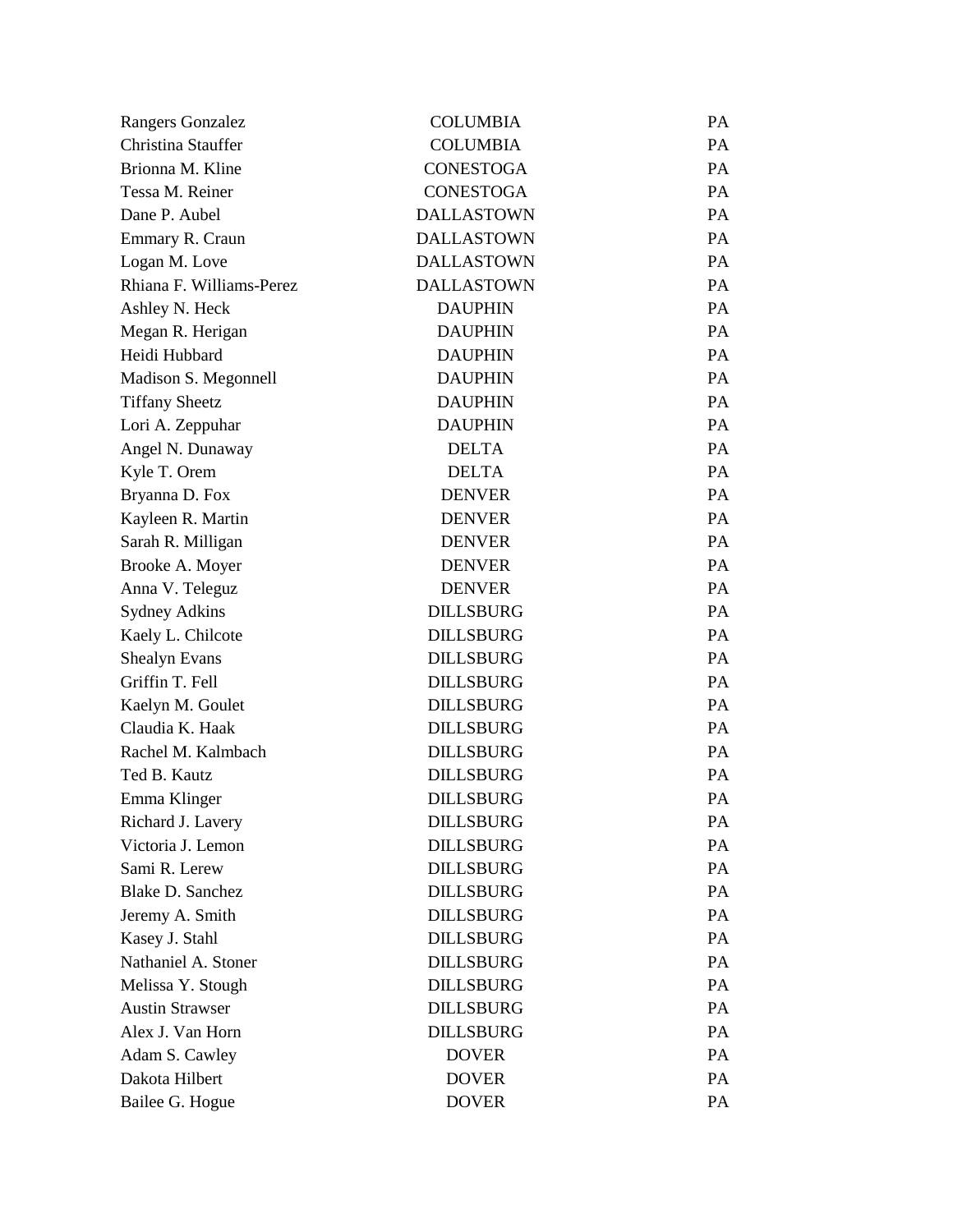| | | |
|---|---|---|
| Rangers Gonzalez | COLUMBIA | PA |
| Christina Stauffer | COLUMBIA | PA |
| Brionna M. Kline | CONESTOGA | PA |
| Tessa M. Reiner | CONESTOGA | PA |
| Dane P. Aubel | DALLASTOWN | PA |
| Emmary R. Craun | DALLASTOWN | PA |
| Logan M. Love | DALLASTOWN | PA |
| Rhiana F. Williams-Perez | DALLASTOWN | PA |
| Ashley N. Heck | DAUPHIN | PA |
| Megan R. Herigan | DAUPHIN | PA |
| Heidi Hubbard | DAUPHIN | PA |
| Madison S. Megonnell | DAUPHIN | PA |
| Tiffany Sheetz | DAUPHIN | PA |
| Lori A. Zeppuhar | DAUPHIN | PA |
| Angel N. Dunaway | DELTA | PA |
| Kyle T. Orem | DELTA | PA |
| Bryanna D. Fox | DENVER | PA |
| Kayleen R. Martin | DENVER | PA |
| Sarah R. Milligan | DENVER | PA |
| Brooke A. Moyer | DENVER | PA |
| Anna V. Teleguz | DENVER | PA |
| Sydney Adkins | DILLSBURG | PA |
| Kaely L. Chilcote | DILLSBURG | PA |
| Shealyn Evans | DILLSBURG | PA |
| Griffin T. Fell | DILLSBURG | PA |
| Kaelyn M. Goulet | DILLSBURG | PA |
| Claudia K. Haak | DILLSBURG | PA |
| Rachel M. Kalmbach | DILLSBURG | PA |
| Ted B. Kautz | DILLSBURG | PA |
| Emma Klinger | DILLSBURG | PA |
| Richard J. Lavery | DILLSBURG | PA |
| Victoria J. Lemon | DILLSBURG | PA |
| Sami R. Lerew | DILLSBURG | PA |
| Blake D. Sanchez | DILLSBURG | PA |
| Jeremy A. Smith | DILLSBURG | PA |
| Kasey J. Stahl | DILLSBURG | PA |
| Nathaniel A. Stoner | DILLSBURG | PA |
| Melissa Y. Stough | DILLSBURG | PA |
| Austin Strawser | DILLSBURG | PA |
| Alex J. Van Horn | DILLSBURG | PA |
| Adam S. Cawley | DOVER | PA |
| Dakota Hilbert | DOVER | PA |
| Bailee G. Hogue | DOVER | PA |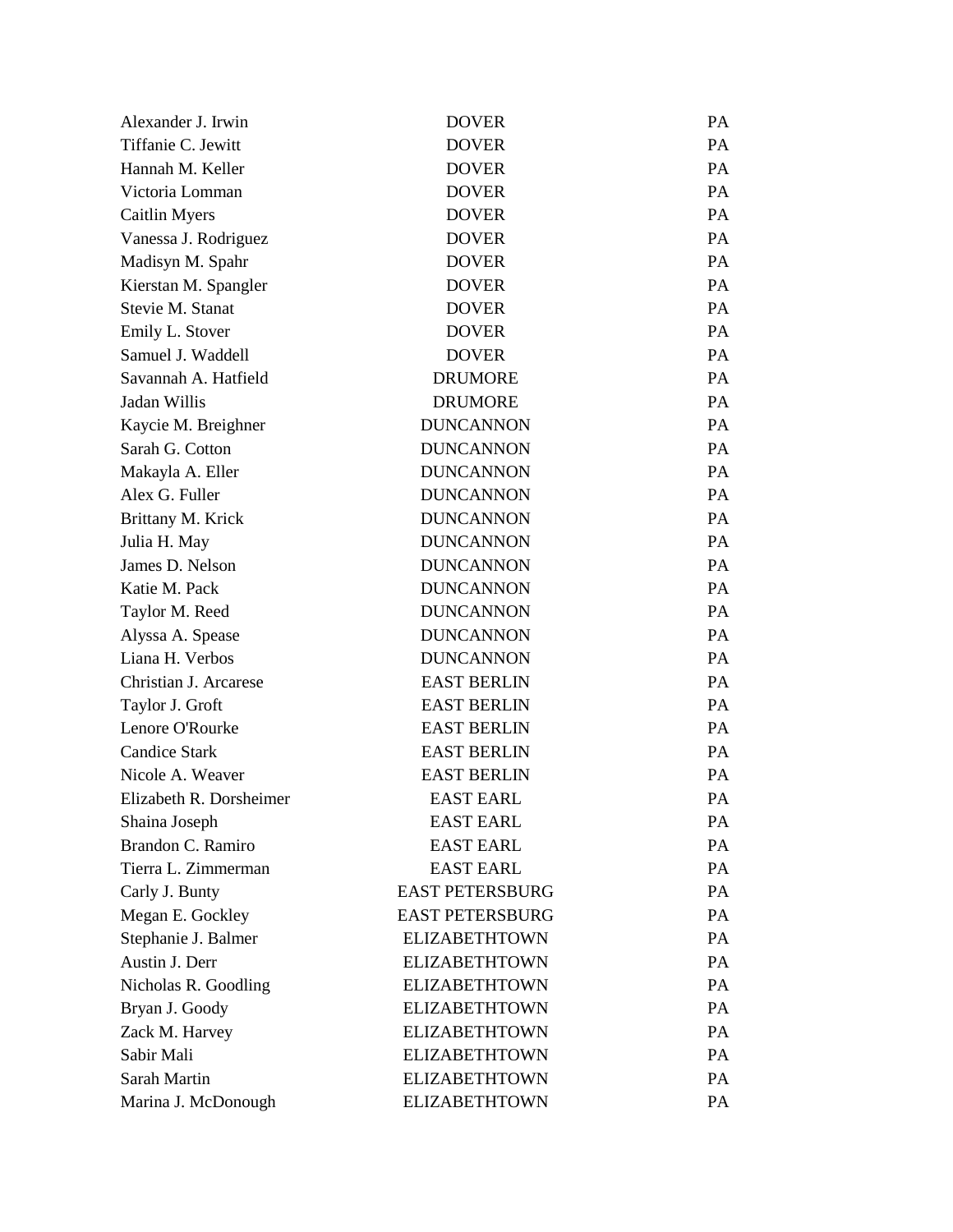| | | |
|---|---|---|
| Alexander J. Irwin | DOVER | PA |
| Tiffanie C. Jewitt | DOVER | PA |
| Hannah M. Keller | DOVER | PA |
| Victoria Lomman | DOVER | PA |
| Caitlin Myers | DOVER | PA |
| Vanessa J. Rodriguez | DOVER | PA |
| Madisyn M. Spahr | DOVER | PA |
| Kierstan M. Spangler | DOVER | PA |
| Stevie M. Stanat | DOVER | PA |
| Emily L. Stover | DOVER | PA |
| Samuel J. Waddell | DOVER | PA |
| Savannah A. Hatfield | DRUMORE | PA |
| Jadan Willis | DRUMORE | PA |
| Kaycie M. Breighner | DUNCANNON | PA |
| Sarah G. Cotton | DUNCANNON | PA |
| Makayla A. Eller | DUNCANNON | PA |
| Alex G. Fuller | DUNCANNON | PA |
| Brittany M. Krick | DUNCANNON | PA |
| Julia H. May | DUNCANNON | PA |
| James D. Nelson | DUNCANNON | PA |
| Katie M. Pack | DUNCANNON | PA |
| Taylor M. Reed | DUNCANNON | PA |
| Alyssa A. Spease | DUNCANNON | PA |
| Liana H. Verbos | DUNCANNON | PA |
| Christian J. Arcarese | EAST BERLIN | PA |
| Taylor J. Groft | EAST BERLIN | PA |
| Lenore O'Rourke | EAST BERLIN | PA |
| Candice Stark | EAST BERLIN | PA |
| Nicole A. Weaver | EAST BERLIN | PA |
| Elizabeth R. Dorsheimer | EAST EARL | PA |
| Shaina Joseph | EAST EARL | PA |
| Brandon C. Ramiro | EAST EARL | PA |
| Tierra L. Zimmerman | EAST EARL | PA |
| Carly J. Bunty | EAST PETERSBURG | PA |
| Megan E. Gockley | EAST PETERSBURG | PA |
| Stephanie J. Balmer | ELIZABETHTOWN | PA |
| Austin J. Derr | ELIZABETHTOWN | PA |
| Nicholas R. Goodling | ELIZABETHTOWN | PA |
| Bryan J. Goody | ELIZABETHTOWN | PA |
| Zack M. Harvey | ELIZABETHTOWN | PA |
| Sabir Mali | ELIZABETHTOWN | PA |
| Sarah Martin | ELIZABETHTOWN | PA |
| Marina J. McDonough | ELIZABETHTOWN | PA |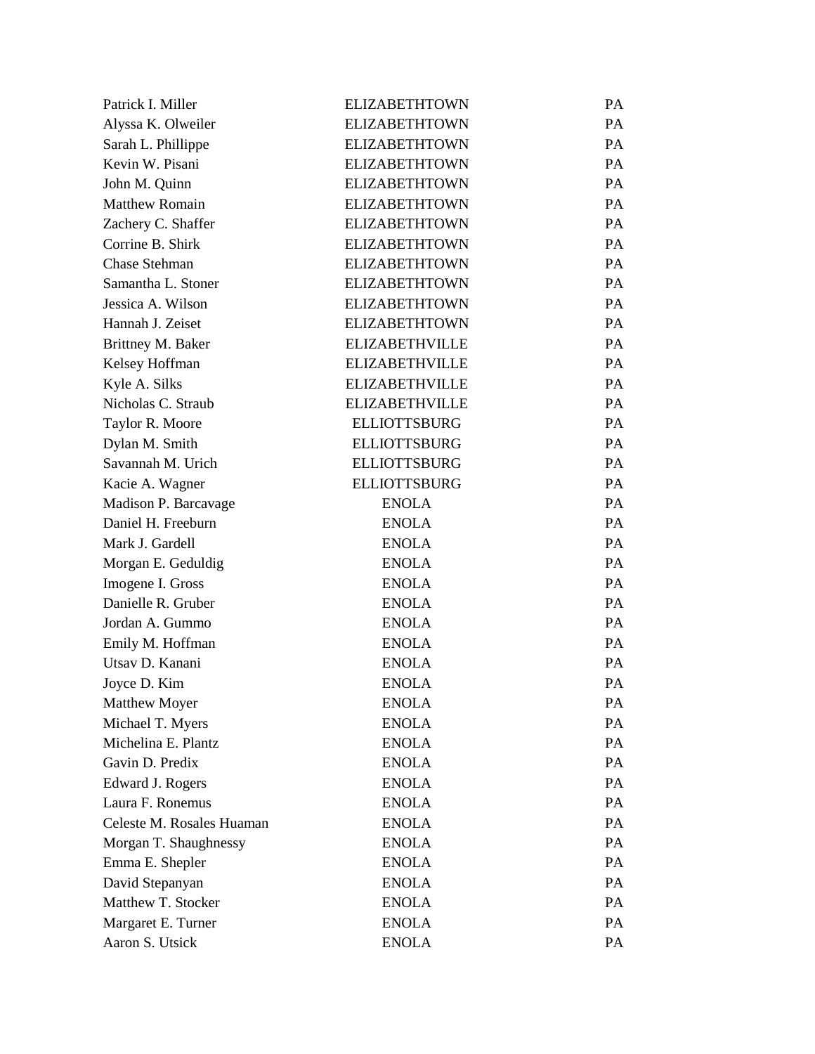| | | |
|---|---|---|
| Patrick I. Miller | ELIZABETHTOWN | PA |
| Alyssa K. Olweiler | ELIZABETHTOWN | PA |
| Sarah L. Phillippe | ELIZABETHTOWN | PA |
| Kevin W. Pisani | ELIZABETHTOWN | PA |
| John M. Quinn | ELIZABETHTOWN | PA |
| Matthew Romain | ELIZABETHTOWN | PA |
| Zachery C. Shaffer | ELIZABETHTOWN | PA |
| Corrine B. Shirk | ELIZABETHTOWN | PA |
| Chase Stehman | ELIZABETHTOWN | PA |
| Samantha L. Stoner | ELIZABETHTOWN | PA |
| Jessica A. Wilson | ELIZABETHTOWN | PA |
| Hannah J. Zeiset | ELIZABETHTOWN | PA |
| Brittney M. Baker | ELIZABETHVILLE | PA |
| Kelsey Hoffman | ELIZABETHVILLE | PA |
| Kyle A. Silks | ELIZABETHVILLE | PA |
| Nicholas C. Straub | ELIZABETHVILLE | PA |
| Taylor R. Moore | ELLIOTTSBURG | PA |
| Dylan M. Smith | ELLIOTTSBURG | PA |
| Savannah M. Urich | ELLIOTTSBURG | PA |
| Kacie A. Wagner | ELLIOTTSBURG | PA |
| Madison P. Barcavage | ENOLA | PA |
| Daniel H. Freeburn | ENOLA | PA |
| Mark J. Gardell | ENOLA | PA |
| Morgan E. Geduldig | ENOLA | PA |
| Imogene I. Gross | ENOLA | PA |
| Danielle R. Gruber | ENOLA | PA |
| Jordan A. Gummo | ENOLA | PA |
| Emily M. Hoffman | ENOLA | PA |
| Utsav D. Kanani | ENOLA | PA |
| Joyce D. Kim | ENOLA | PA |
| Matthew Moyer | ENOLA | PA |
| Michael T. Myers | ENOLA | PA |
| Michelina E. Plantz | ENOLA | PA |
| Gavin D. Predix | ENOLA | PA |
| Edward J. Rogers | ENOLA | PA |
| Laura F. Ronemus | ENOLA | PA |
| Celeste M. Rosales Huaman | ENOLA | PA |
| Morgan T. Shaughnessy | ENOLA | PA |
| Emma E. Shepler | ENOLA | PA |
| David Stepanyan | ENOLA | PA |
| Matthew T. Stocker | ENOLA | PA |
| Margaret E. Turner | ENOLA | PA |
| Aaron S. Utsick | ENOLA | PA |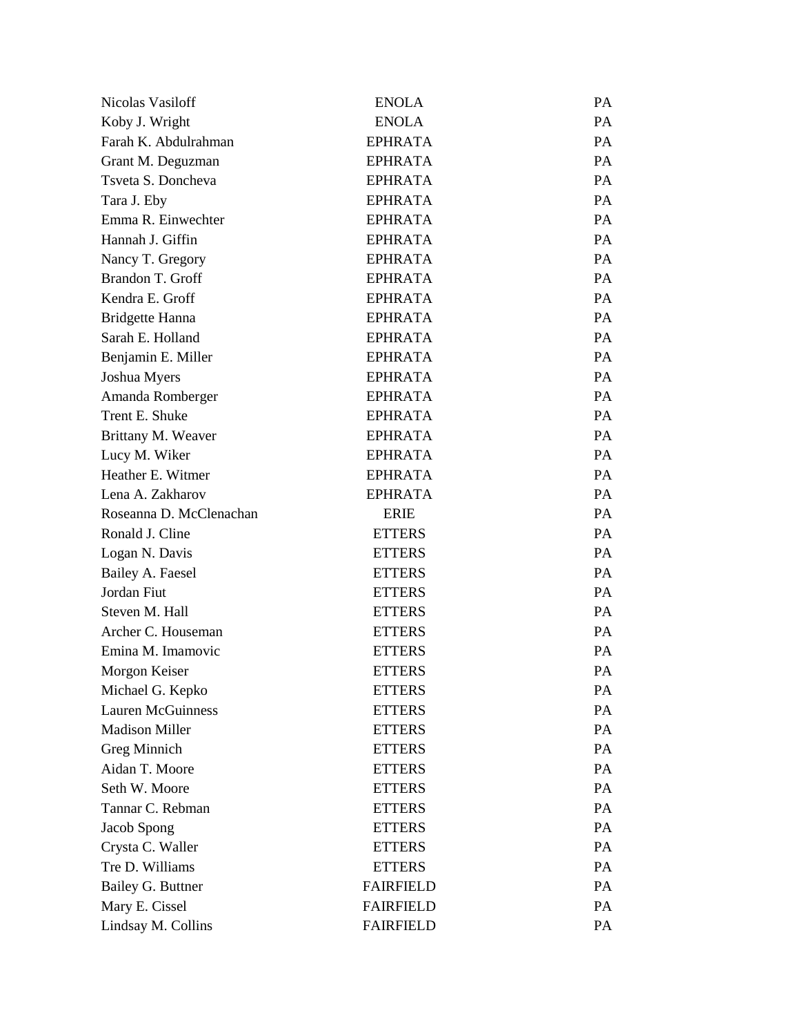| | | |
|---|---|---|
| Nicolas Vasiloff | ENOLA | PA |
| Koby J. Wright | ENOLA | PA |
| Farah K. Abdulrahman | EPHRATA | PA |
| Grant M. Deguzman | EPHRATA | PA |
| Tsveta S. Doncheva | EPHRATA | PA |
| Tara J. Eby | EPHRATA | PA |
| Emma R. Einwechter | EPHRATA | PA |
| Hannah J. Giffin | EPHRATA | PA |
| Nancy T. Gregory | EPHRATA | PA |
| Brandon T. Groff | EPHRATA | PA |
| Kendra E. Groff | EPHRATA | PA |
| Bridgette Hanna | EPHRATA | PA |
| Sarah E. Holland | EPHRATA | PA |
| Benjamin E. Miller | EPHRATA | PA |
| Joshua Myers | EPHRATA | PA |
| Amanda Romberger | EPHRATA | PA |
| Trent E. Shuke | EPHRATA | PA |
| Brittany M. Weaver | EPHRATA | PA |
| Lucy M. Wiker | EPHRATA | PA |
| Heather E. Witmer | EPHRATA | PA |
| Lena A. Zakharov | EPHRATA | PA |
| Roseanna D. McClenachan | ERIE | PA |
| Ronald J. Cline | ETTERS | PA |
| Logan N. Davis | ETTERS | PA |
| Bailey A. Faesel | ETTERS | PA |
| Jordan Fiut | ETTERS | PA |
| Steven M. Hall | ETTERS | PA |
| Archer C. Houseman | ETTERS | PA |
| Emina M. Imamovic | ETTERS | PA |
| Morgon Keiser | ETTERS | PA |
| Michael G. Kepko | ETTERS | PA |
| Lauren McGuinness | ETTERS | PA |
| Madison Miller | ETTERS | PA |
| Greg Minnich | ETTERS | PA |
| Aidan T. Moore | ETTERS | PA |
| Seth W. Moore | ETTERS | PA |
| Tannar C. Rebman | ETTERS | PA |
| Jacob Spong | ETTERS | PA |
| Crysta C. Waller | ETTERS | PA |
| Tre D. Williams | ETTERS | PA |
| Bailey G. Buttner | FAIRFIELD | PA |
| Mary E. Cissel | FAIRFIELD | PA |
| Lindsay M. Collins | FAIRFIELD | PA |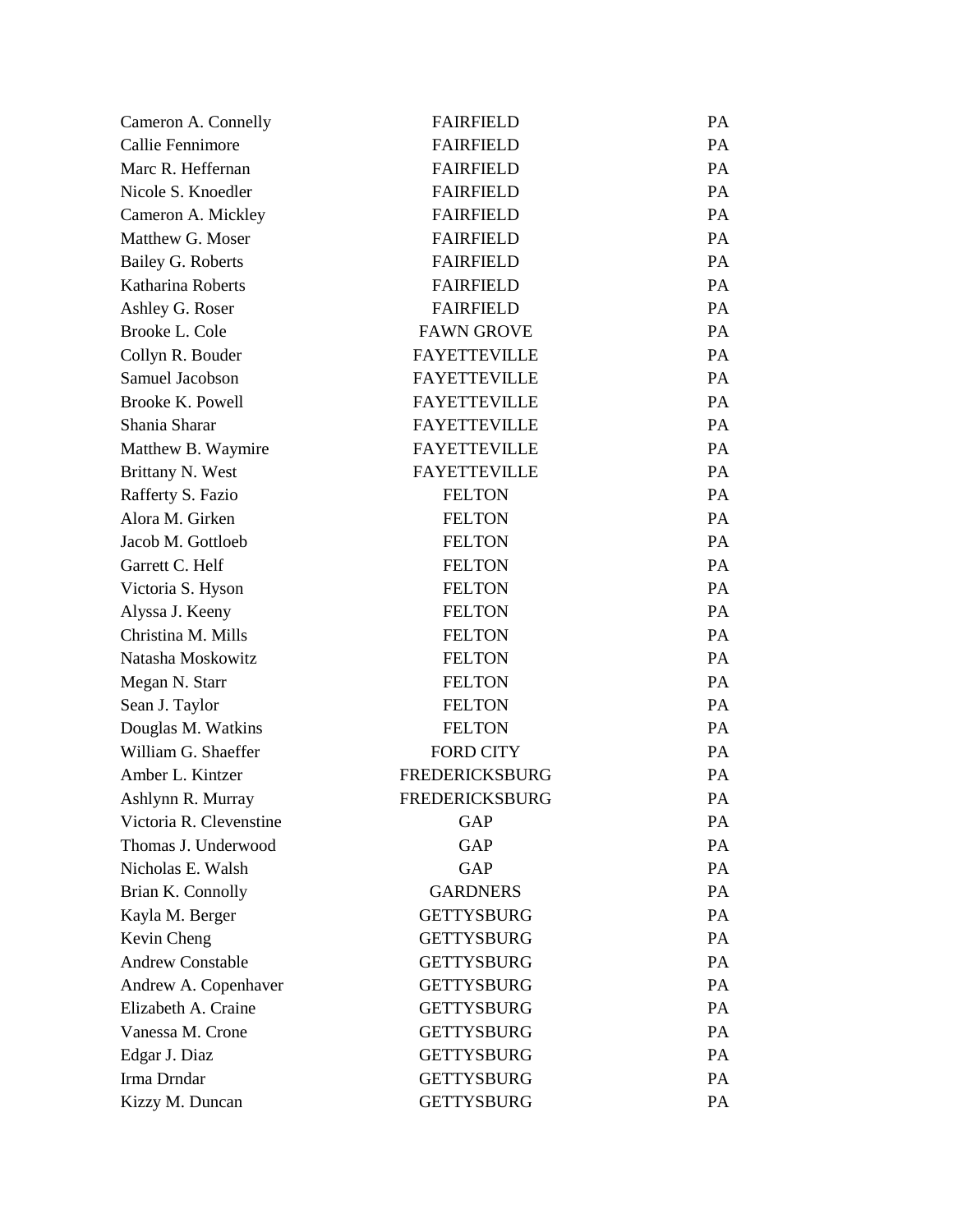| | | |
|---|---|---|
| Cameron A. Connelly | FAIRFIELD | PA |
| Callie Fennimore | FAIRFIELD | PA |
| Marc R. Heffernan | FAIRFIELD | PA |
| Nicole S. Knoedler | FAIRFIELD | PA |
| Cameron A. Mickley | FAIRFIELD | PA |
| Matthew G. Moser | FAIRFIELD | PA |
| Bailey G. Roberts | FAIRFIELD | PA |
| Katharina Roberts | FAIRFIELD | PA |
| Ashley G. Roser | FAIRFIELD | PA |
| Brooke L. Cole | FAWN GROVE | PA |
| Collyn R. Bouder | FAYETTEVILLE | PA |
| Samuel Jacobson | FAYETTEVILLE | PA |
| Brooke K. Powell | FAYETTEVILLE | PA |
| Shania Sharar | FAYETTEVILLE | PA |
| Matthew B. Waymire | FAYETTEVILLE | PA |
| Brittany N. West | FAYETTEVILLE | PA |
| Rafferty S. Fazio | FELTON | PA |
| Alora M. Girken | FELTON | PA |
| Jacob M. Gottloeb | FELTON | PA |
| Garrett C. Helf | FELTON | PA |
| Victoria S. Hyson | FELTON | PA |
| Alyssa J. Keeny | FELTON | PA |
| Christina M. Mills | FELTON | PA |
| Natasha Moskowitz | FELTON | PA |
| Megan N. Starr | FELTON | PA |
| Sean J. Taylor | FELTON | PA |
| Douglas M. Watkins | FELTON | PA |
| William G. Shaeffer | FORD CITY | PA |
| Amber L. Kintzer | FREDERICKSBURG | PA |
| Ashlynn R. Murray | FREDERICKSBURG | PA |
| Victoria R. Clevenstine | GAP | PA |
| Thomas J. Underwood | GAP | PA |
| Nicholas E. Walsh | GAP | PA |
| Brian K. Connolly | GARDNERS | PA |
| Kayla M. Berger | GETTYSBURG | PA |
| Kevin Cheng | GETTYSBURG | PA |
| Andrew Constable | GETTYSBURG | PA |
| Andrew A. Copenhaver | GETTYSBURG | PA |
| Elizabeth A. Craine | GETTYSBURG | PA |
| Vanessa M. Crone | GETTYSBURG | PA |
| Edgar J. Diaz | GETTYSBURG | PA |
| Irma Drndar | GETTYSBURG | PA |
| Kizzy M. Duncan | GETTYSBURG | PA |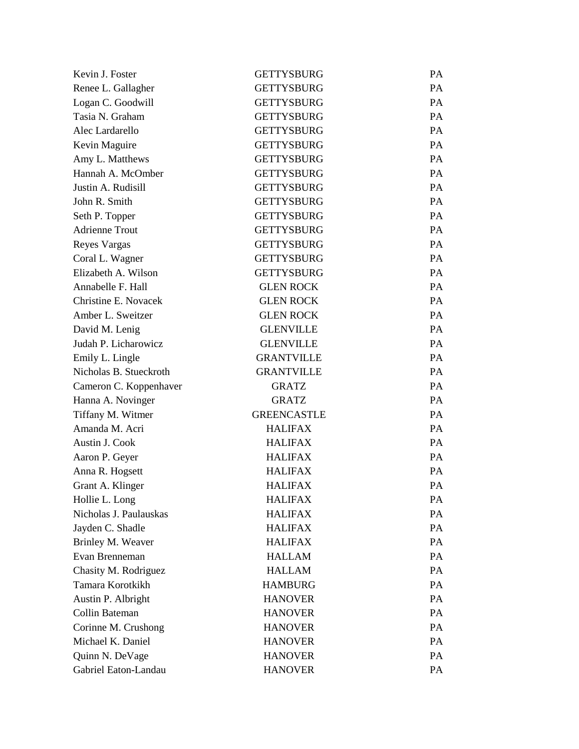| | | |
|---|---|---|
| Kevin J. Foster | GETTYSBURG | PA |
| Renee L. Gallagher | GETTYSBURG | PA |
| Logan C. Goodwill | GETTYSBURG | PA |
| Tasia N. Graham | GETTYSBURG | PA |
| Alec Lardarello | GETTYSBURG | PA |
| Kevin Maguire | GETTYSBURG | PA |
| Amy L. Matthews | GETTYSBURG | PA |
| Hannah A. McOmber | GETTYSBURG | PA |
| Justin A. Rudisill | GETTYSBURG | PA |
| John R. Smith | GETTYSBURG | PA |
| Seth P. Topper | GETTYSBURG | PA |
| Adrienne Trout | GETTYSBURG | PA |
| Reyes Vargas | GETTYSBURG | PA |
| Coral L. Wagner | GETTYSBURG | PA |
| Elizabeth A. Wilson | GETTYSBURG | PA |
| Annabelle F. Hall | GLEN ROCK | PA |
| Christine E. Novacek | GLEN ROCK | PA |
| Amber L. Sweitzer | GLEN ROCK | PA |
| David M. Lenig | GLENVILLE | PA |
| Judah P. Licharowicz | GLENVILLE | PA |
| Emily L. Lingle | GRANTVILLE | PA |
| Nicholas B. Stueckroth | GRANTVILLE | PA |
| Cameron C. Koppenhaver | GRATZ | PA |
| Hanna A. Novinger | GRATZ | PA |
| Tiffany M. Witmer | GREENCASTLE | PA |
| Amanda M. Acri | HALIFAX | PA |
| Austin J. Cook | HALIFAX | PA |
| Aaron P. Geyer | HALIFAX | PA |
| Anna R. Hogsett | HALIFAX | PA |
| Grant A. Klinger | HALIFAX | PA |
| Hollie L. Long | HALIFAX | PA |
| Nicholas J. Paulauskas | HALIFAX | PA |
| Jayden C. Shadle | HALIFAX | PA |
| Brinley M. Weaver | HALIFAX | PA |
| Evan Brenneman | HALLAM | PA |
| Chasity M. Rodriguez | HALLAM | PA |
| Tamara Korotkikh | HAMBURG | PA |
| Austin P. Albright | HANOVER | PA |
| Collin Bateman | HANOVER | PA |
| Corinne M. Crushong | HANOVER | PA |
| Michael K. Daniel | HANOVER | PA |
| Quinn N. DeVage | HANOVER | PA |
| Gabriel Eaton-Landau | HANOVER | PA |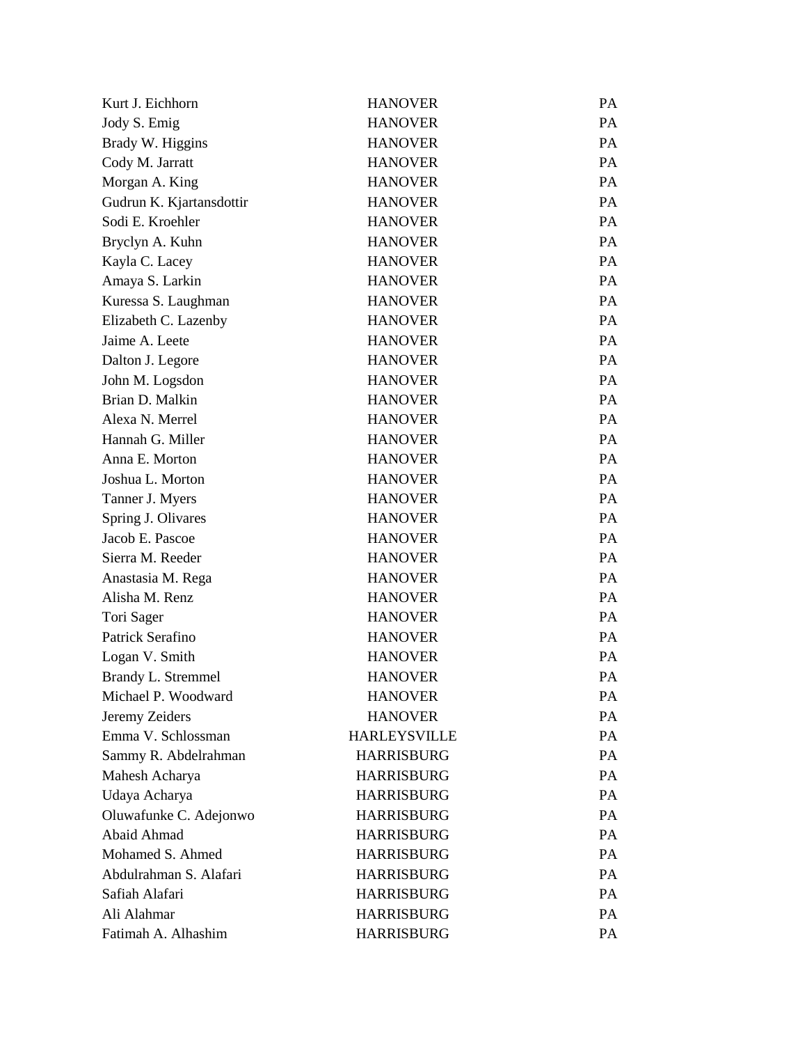| | | |
|---|---|---|
| Kurt J. Eichhorn | HANOVER | PA |
| Jody S. Emig | HANOVER | PA |
| Brady W. Higgins | HANOVER | PA |
| Cody M. Jarratt | HANOVER | PA |
| Morgan A. King | HANOVER | PA |
| Gudrun K. Kjartansdottir | HANOVER | PA |
| Sodi E. Kroehler | HANOVER | PA |
| Bryclyn A. Kuhn | HANOVER | PA |
| Kayla C. Lacey | HANOVER | PA |
| Amaya S. Larkin | HANOVER | PA |
| Kuressa S. Laughman | HANOVER | PA |
| Elizabeth C. Lazenby | HANOVER | PA |
| Jaime A. Leete | HANOVER | PA |
| Dalton J. Legore | HANOVER | PA |
| John M. Logsdon | HANOVER | PA |
| Brian D. Malkin | HANOVER | PA |
| Alexa N. Merrel | HANOVER | PA |
| Hannah G. Miller | HANOVER | PA |
| Anna E. Morton | HANOVER | PA |
| Joshua L. Morton | HANOVER | PA |
| Tanner J. Myers | HANOVER | PA |
| Spring J. Olivares | HANOVER | PA |
| Jacob E. Pascoe | HANOVER | PA |
| Sierra M. Reeder | HANOVER | PA |
| Anastasia M. Rega | HANOVER | PA |
| Alisha M. Renz | HANOVER | PA |
| Tori Sager | HANOVER | PA |
| Patrick Serafino | HANOVER | PA |
| Logan V. Smith | HANOVER | PA |
| Brandy L. Stremmel | HANOVER | PA |
| Michael P. Woodward | HANOVER | PA |
| Jeremy Zeiders | HANOVER | PA |
| Emma V. Schlossman | HARLEYSVILLE | PA |
| Sammy R. Abdelrahman | HARRISBURG | PA |
| Mahesh Acharya | HARRISBURG | PA |
| Udaya Acharya | HARRISBURG | PA |
| Oluwafunke C. Adejonwo | HARRISBURG | PA |
| Abaid Ahmad | HARRISBURG | PA |
| Mohamed S. Ahmed | HARRISBURG | PA |
| Abdulrahman S. Alafari | HARRISBURG | PA |
| Safiah Alafari | HARRISBURG | PA |
| Ali Alahmar | HARRISBURG | PA |
| Fatimah A. Alhashim | HARRISBURG | PA |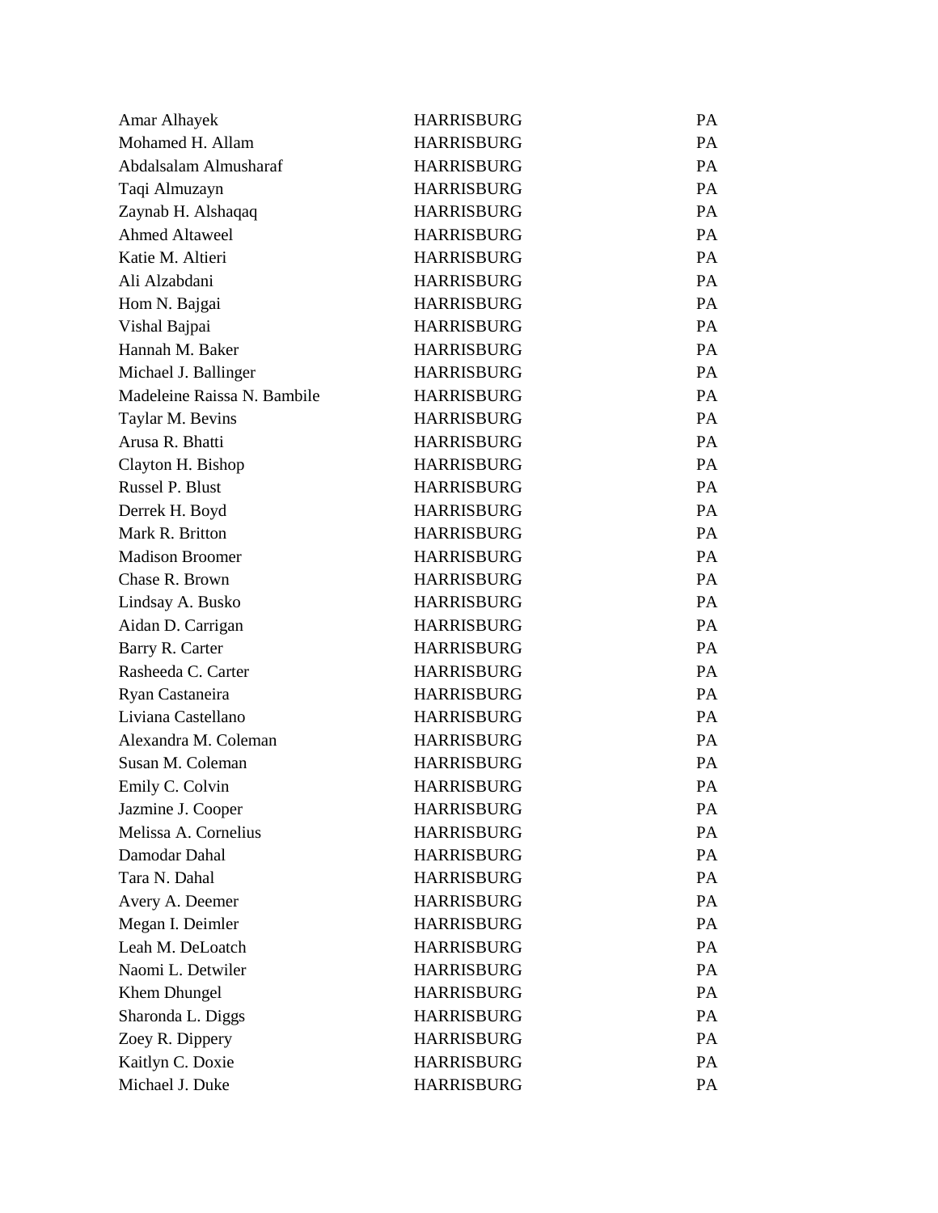| | | |
|---|---|---|
| Amar Alhayek | HARRISBURG | PA |
| Mohamed H. Allam | HARRISBURG | PA |
| Abdalsalam Almusharaf | HARRISBURG | PA |
| Taqi Almuzayn | HARRISBURG | PA |
| Zaynab H. Alshaqaq | HARRISBURG | PA |
| Ahmed Altaweel | HARRISBURG | PA |
| Katie M. Altieri | HARRISBURG | PA |
| Ali Alzabdani | HARRISBURG | PA |
| Hom N. Bajgai | HARRISBURG | PA |
| Vishal Bajpai | HARRISBURG | PA |
| Hannah M. Baker | HARRISBURG | PA |
| Michael J. Ballinger | HARRISBURG | PA |
| Madeleine Raissa N. Bambile | HARRISBURG | PA |
| Taylar M. Bevins | HARRISBURG | PA |
| Arusa R. Bhatti | HARRISBURG | PA |
| Clayton H. Bishop | HARRISBURG | PA |
| Russel P. Blust | HARRISBURG | PA |
| Derrek H. Boyd | HARRISBURG | PA |
| Mark R. Britton | HARRISBURG | PA |
| Madison Broomer | HARRISBURG | PA |
| Chase R. Brown | HARRISBURG | PA |
| Lindsay A. Busko | HARRISBURG | PA |
| Aidan D. Carrigan | HARRISBURG | PA |
| Barry R. Carter | HARRISBURG | PA |
| Rasheeda C. Carter | HARRISBURG | PA |
| Ryan Castaneira | HARRISBURG | PA |
| Liviana Castellano | HARRISBURG | PA |
| Alexandra M. Coleman | HARRISBURG | PA |
| Susan M. Coleman | HARRISBURG | PA |
| Emily C. Colvin | HARRISBURG | PA |
| Jazmine J. Cooper | HARRISBURG | PA |
| Melissa A. Cornelius | HARRISBURG | PA |
| Damodar Dahal | HARRISBURG | PA |
| Tara N. Dahal | HARRISBURG | PA |
| Avery A. Deemer | HARRISBURG | PA |
| Megan I. Deimler | HARRISBURG | PA |
| Leah M. DeLoatch | HARRISBURG | PA |
| Naomi L. Detwiler | HARRISBURG | PA |
| Khem Dhungel | HARRISBURG | PA |
| Sharonda L. Diggs | HARRISBURG | PA |
| Zoey R. Dippery | HARRISBURG | PA |
| Kaitlyn C. Doxie | HARRISBURG | PA |
| Michael J. Duke | HARRISBURG | PA |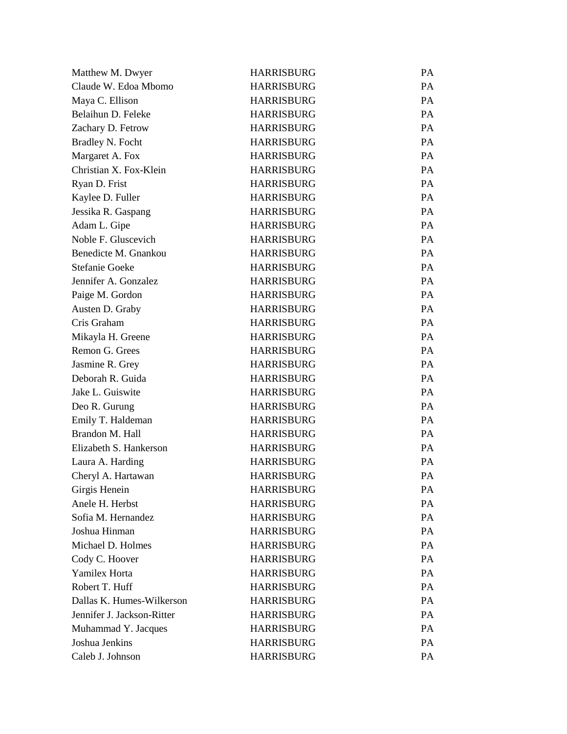| | | |
|---|---|---|
| Matthew M. Dwyer | HARRISBURG | PA |
| Claude W. Edoa Mbomo | HARRISBURG | PA |
| Maya C. Ellison | HARRISBURG | PA |
| Belaihun D. Feleke | HARRISBURG | PA |
| Zachary D. Fetrow | HARRISBURG | PA |
| Bradley N. Focht | HARRISBURG | PA |
| Margaret A. Fox | HARRISBURG | PA |
| Christian X. Fox-Klein | HARRISBURG | PA |
| Ryan D. Frist | HARRISBURG | PA |
| Kaylee D. Fuller | HARRISBURG | PA |
| Jessika R. Gaspang | HARRISBURG | PA |
| Adam L. Gipe | HARRISBURG | PA |
| Noble F. Gluscevich | HARRISBURG | PA |
| Benedicte M. Gnankou | HARRISBURG | PA |
| Stefanie Goeke | HARRISBURG | PA |
| Jennifer A. Gonzalez | HARRISBURG | PA |
| Paige M. Gordon | HARRISBURG | PA |
| Austen D. Graby | HARRISBURG | PA |
| Cris Graham | HARRISBURG | PA |
| Mikayla H. Greene | HARRISBURG | PA |
| Remon G. Grees | HARRISBURG | PA |
| Jasmine R. Grey | HARRISBURG | PA |
| Deborah R. Guida | HARRISBURG | PA |
| Jake L. Guiswite | HARRISBURG | PA |
| Deo R. Gurung | HARRISBURG | PA |
| Emily T. Haldeman | HARRISBURG | PA |
| Brandon M. Hall | HARRISBURG | PA |
| Elizabeth S. Hankerson | HARRISBURG | PA |
| Laura A. Harding | HARRISBURG | PA |
| Cheryl A. Hartawan | HARRISBURG | PA |
| Girgis Henein | HARRISBURG | PA |
| Anele H. Herbst | HARRISBURG | PA |
| Sofia M. Hernandez | HARRISBURG | PA |
| Joshua Hinman | HARRISBURG | PA |
| Michael D. Holmes | HARRISBURG | PA |
| Cody C. Hoover | HARRISBURG | PA |
| Yamilex Horta | HARRISBURG | PA |
| Robert T. Huff | HARRISBURG | PA |
| Dallas K. Humes-Wilkerson | HARRISBURG | PA |
| Jennifer J. Jackson-Ritter | HARRISBURG | PA |
| Muhammad Y. Jacques | HARRISBURG | PA |
| Joshua Jenkins | HARRISBURG | PA |
| Caleb J. Johnson | HARRISBURG | PA |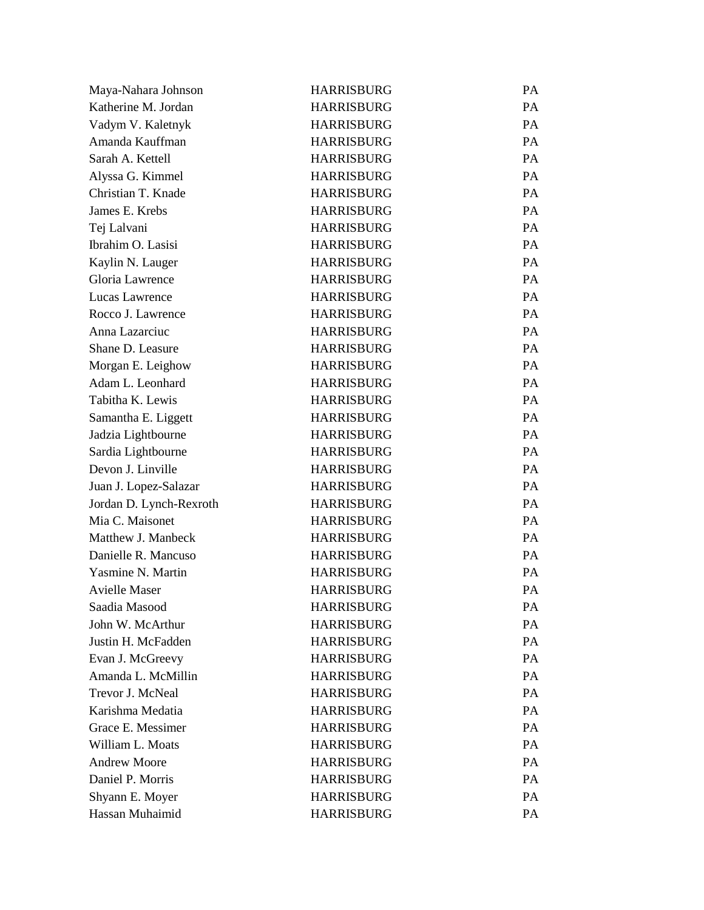| | | |
|---|---|---|
| Maya-Nahara Johnson | HARRISBURG | PA |
| Katherine M. Jordan | HARRISBURG | PA |
| Vadym V. Kaletnyk | HARRISBURG | PA |
| Amanda Kauffman | HARRISBURG | PA |
| Sarah A. Kettell | HARRISBURG | PA |
| Alyssa G. Kimmel | HARRISBURG | PA |
| Christian T. Knade | HARRISBURG | PA |
| James E. Krebs | HARRISBURG | PA |
| Tej Lalvani | HARRISBURG | PA |
| Ibrahim O. Lasisi | HARRISBURG | PA |
| Kaylin N. Lauger | HARRISBURG | PA |
| Gloria Lawrence | HARRISBURG | PA |
| Lucas Lawrence | HARRISBURG | PA |
| Rocco J. Lawrence | HARRISBURG | PA |
| Anna Lazarciuc | HARRISBURG | PA |
| Shane D. Leasure | HARRISBURG | PA |
| Morgan E. Leighow | HARRISBURG | PA |
| Adam L. Leonhard | HARRISBURG | PA |
| Tabitha K. Lewis | HARRISBURG | PA |
| Samantha E. Liggett | HARRISBURG | PA |
| Jadzia Lightbourne | HARRISBURG | PA |
| Sardia Lightbourne | HARRISBURG | PA |
| Devon J. Linville | HARRISBURG | PA |
| Juan J. Lopez-Salazar | HARRISBURG | PA |
| Jordan D. Lynch-Rexroth | HARRISBURG | PA |
| Mia C. Maisonet | HARRISBURG | PA |
| Matthew J. Manbeck | HARRISBURG | PA |
| Danielle R. Mancuso | HARRISBURG | PA |
| Yasmine N. Martin | HARRISBURG | PA |
| Avielle Maser | HARRISBURG | PA |
| Saadia Masood | HARRISBURG | PA |
| John W. McArthur | HARRISBURG | PA |
| Justin H. McFadden | HARRISBURG | PA |
| Evan J. McGreevy | HARRISBURG | PA |
| Amanda L. McMillin | HARRISBURG | PA |
| Trevor J. McNeal | HARRISBURG | PA |
| Karishma Medatia | HARRISBURG | PA |
| Grace E. Messimer | HARRISBURG | PA |
| William L. Moats | HARRISBURG | PA |
| Andrew Moore | HARRISBURG | PA |
| Daniel P. Morris | HARRISBURG | PA |
| Shyann E. Moyer | HARRISBURG | PA |
| Hassan Muhaimid | HARRISBURG | PA |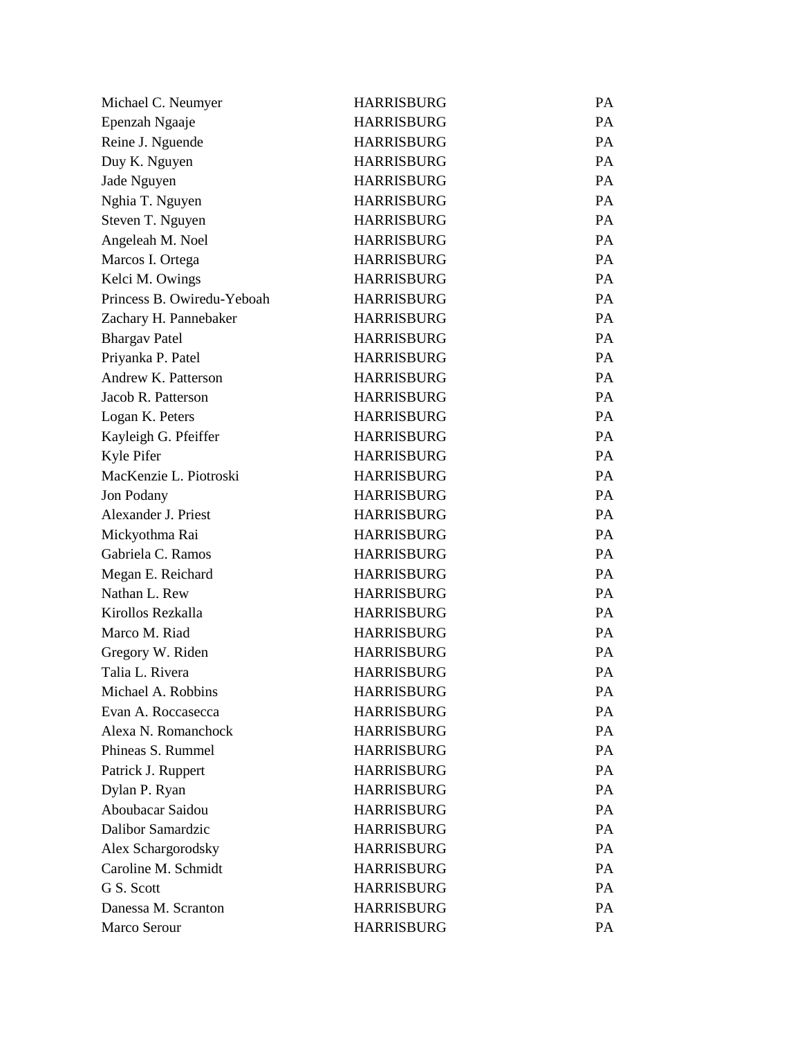| | | |
|---|---|---|
| Michael C. Neumyer | HARRISBURG | PA |
| Epenzah Ngaaje | HARRISBURG | PA |
| Reine J. Nguende | HARRISBURG | PA |
| Duy K. Nguyen | HARRISBURG | PA |
| Jade Nguyen | HARRISBURG | PA |
| Nghia T. Nguyen | HARRISBURG | PA |
| Steven T. Nguyen | HARRISBURG | PA |
| Angeleah M. Noel | HARRISBURG | PA |
| Marcos I. Ortega | HARRISBURG | PA |
| Kelci M. Owings | HARRISBURG | PA |
| Princess B. Owiredu-Yeboah | HARRISBURG | PA |
| Zachary H. Pannebaker | HARRISBURG | PA |
| Bhargav Patel | HARRISBURG | PA |
| Priyanka P. Patel | HARRISBURG | PA |
| Andrew K. Patterson | HARRISBURG | PA |
| Jacob R. Patterson | HARRISBURG | PA |
| Logan K. Peters | HARRISBURG | PA |
| Kayleigh G. Pfeiffer | HARRISBURG | PA |
| Kyle Pifer | HARRISBURG | PA |
| MacKenzie L. Piotroski | HARRISBURG | PA |
| Jon Podany | HARRISBURG | PA |
| Alexander J. Priest | HARRISBURG | PA |
| Mickyothma Rai | HARRISBURG | PA |
| Gabriela C. Ramos | HARRISBURG | PA |
| Megan E. Reichard | HARRISBURG | PA |
| Nathan L. Rew | HARRISBURG | PA |
| Kirollos Rezkalla | HARRISBURG | PA |
| Marco M. Riad | HARRISBURG | PA |
| Gregory W. Riden | HARRISBURG | PA |
| Talia L. Rivera | HARRISBURG | PA |
| Michael A. Robbins | HARRISBURG | PA |
| Evan A. Roccasecca | HARRISBURG | PA |
| Alexa N. Romanchock | HARRISBURG | PA |
| Phineas S. Rummel | HARRISBURG | PA |
| Patrick J. Ruppert | HARRISBURG | PA |
| Dylan P. Ryan | HARRISBURG | PA |
| Aboubacar Saidou | HARRISBURG | PA |
| Dalibor Samardzic | HARRISBURG | PA |
| Alex Schargorodsky | HARRISBURG | PA |
| Caroline M. Schmidt | HARRISBURG | PA |
| G S. Scott | HARRISBURG | PA |
| Danessa M. Scranton | HARRISBURG | PA |
| Marco Serour | HARRISBURG | PA |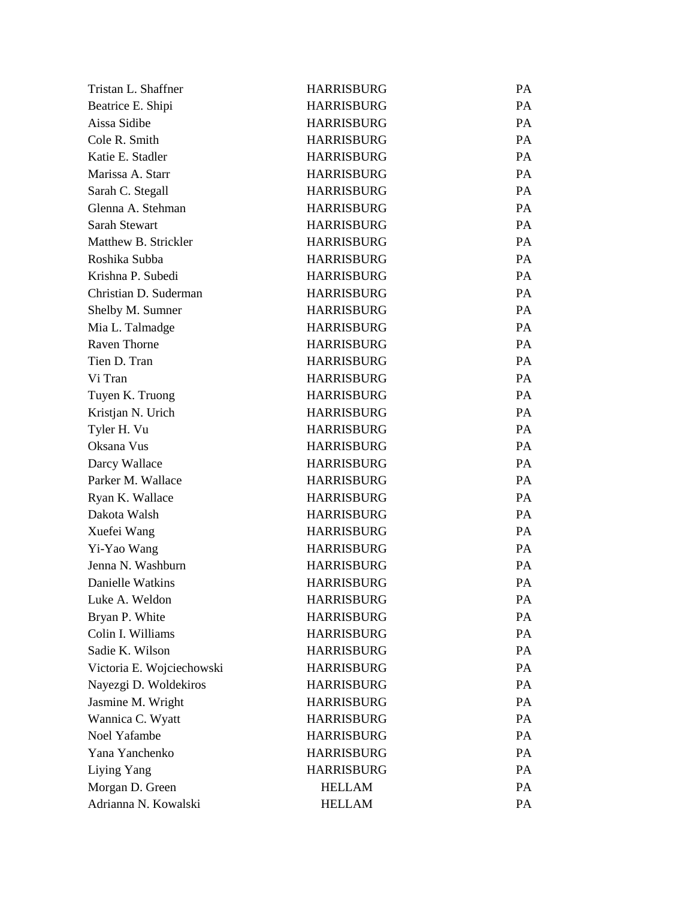| | | |
|---|---|---|
| Tristan L. Shaffner | HARRISBURG | PA |
| Beatrice E. Shipi | HARRISBURG | PA |
| Aissa Sidibe | HARRISBURG | PA |
| Cole R. Smith | HARRISBURG | PA |
| Katie E. Stadler | HARRISBURG | PA |
| Marissa A. Starr | HARRISBURG | PA |
| Sarah C. Stegall | HARRISBURG | PA |
| Glenna A. Stehman | HARRISBURG | PA |
| Sarah Stewart | HARRISBURG | PA |
| Matthew B. Strickler | HARRISBURG | PA |
| Roshika Subba | HARRISBURG | PA |
| Krishna P. Subedi | HARRISBURG | PA |
| Christian D. Suderman | HARRISBURG | PA |
| Shelby M. Sumner | HARRISBURG | PA |
| Mia L. Talmadge | HARRISBURG | PA |
| Raven Thorne | HARRISBURG | PA |
| Tien D. Tran | HARRISBURG | PA |
| Vi Tran | HARRISBURG | PA |
| Tuyen K. Truong | HARRISBURG | PA |
| Kristjan N. Urich | HARRISBURG | PA |
| Tyler H. Vu | HARRISBURG | PA |
| Oksana Vus | HARRISBURG | PA |
| Darcy Wallace | HARRISBURG | PA |
| Parker M. Wallace | HARRISBURG | PA |
| Ryan K. Wallace | HARRISBURG | PA |
| Dakota Walsh | HARRISBURG | PA |
| Xuefei Wang | HARRISBURG | PA |
| Yi-Yao Wang | HARRISBURG | PA |
| Jenna N. Washburn | HARRISBURG | PA |
| Danielle Watkins | HARRISBURG | PA |
| Luke A. Weldon | HARRISBURG | PA |
| Bryan P. White | HARRISBURG | PA |
| Colin I. Williams | HARRISBURG | PA |
| Sadie K. Wilson | HARRISBURG | PA |
| Victoria E. Wojciechowski | HARRISBURG | PA |
| Nayezgi D. Woldekiros | HARRISBURG | PA |
| Jasmine M. Wright | HARRISBURG | PA |
| Wannica C. Wyatt | HARRISBURG | PA |
| Noel Yafambe | HARRISBURG | PA |
| Yana Yanchenko | HARRISBURG | PA |
| Liying Yang | HARRISBURG | PA |
| Morgan D. Green | HELLAM | PA |
| Adrianna N. Kowalski | HELLAM | PA |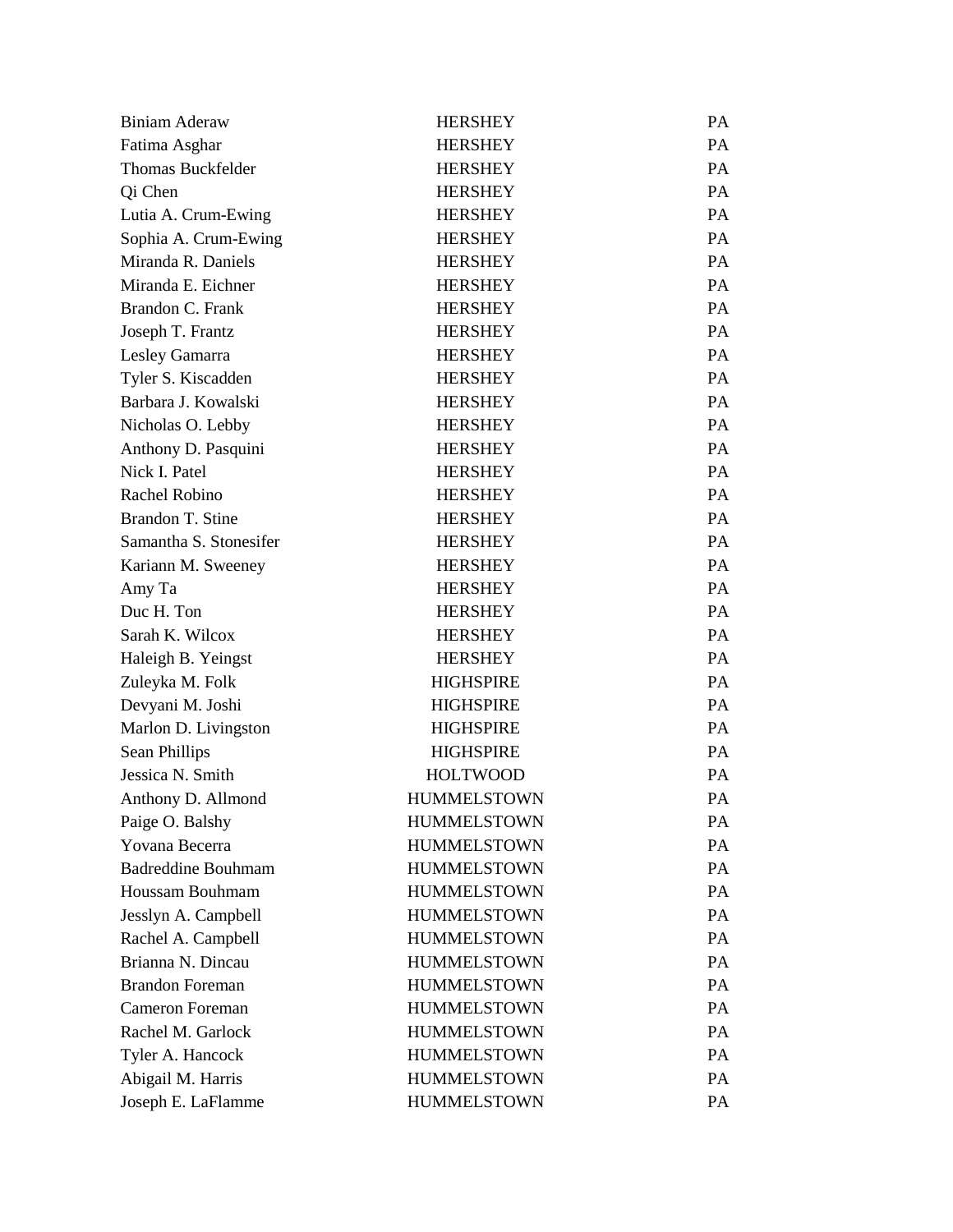| | | |
|---|---|---|
| Biniam Aderaw | HERSHEY | PA |
| Fatima Asghar | HERSHEY | PA |
| Thomas Buckfelder | HERSHEY | PA |
| Qi Chen | HERSHEY | PA |
| Lutia A. Crum-Ewing | HERSHEY | PA |
| Sophia A. Crum-Ewing | HERSHEY | PA |
| Miranda R. Daniels | HERSHEY | PA |
| Miranda E. Eichner | HERSHEY | PA |
| Brandon C. Frank | HERSHEY | PA |
| Joseph T. Frantz | HERSHEY | PA |
| Lesley Gamarra | HERSHEY | PA |
| Tyler S. Kiscadden | HERSHEY | PA |
| Barbara J. Kowalski | HERSHEY | PA |
| Nicholas O. Lebby | HERSHEY | PA |
| Anthony D. Pasquini | HERSHEY | PA |
| Nick I. Patel | HERSHEY | PA |
| Rachel Robino | HERSHEY | PA |
| Brandon T. Stine | HERSHEY | PA |
| Samantha S. Stonesifer | HERSHEY | PA |
| Kariann M. Sweeney | HERSHEY | PA |
| Amy Ta | HERSHEY | PA |
| Duc H. Ton | HERSHEY | PA |
| Sarah K. Wilcox | HERSHEY | PA |
| Haleigh B. Yeingst | HERSHEY | PA |
| Zuleyka M. Folk | HIGHSPIRE | PA |
| Devyani M. Joshi | HIGHSPIRE | PA |
| Marlon D. Livingston | HIGHSPIRE | PA |
| Sean Phillips | HIGHSPIRE | PA |
| Jessica N. Smith | HOLTWOOD | PA |
| Anthony D. Allmond | HUMMELSTOWN | PA |
| Paige O. Balshy | HUMMELSTOWN | PA |
| Yovana Becerra | HUMMELSTOWN | PA |
| Badreddine Bouhmam | HUMMELSTOWN | PA |
| Houssam Bouhmam | HUMMELSTOWN | PA |
| Jesslyn A. Campbell | HUMMELSTOWN | PA |
| Rachel A. Campbell | HUMMELSTOWN | PA |
| Brianna N. Dincau | HUMMELSTOWN | PA |
| Brandon Foreman | HUMMELSTOWN | PA |
| Cameron Foreman | HUMMELSTOWN | PA |
| Rachel M. Garlock | HUMMELSTOWN | PA |
| Tyler A. Hancock | HUMMELSTOWN | PA |
| Abigail M. Harris | HUMMELSTOWN | PA |
| Joseph E. LaFlamme | HUMMELSTOWN | PA |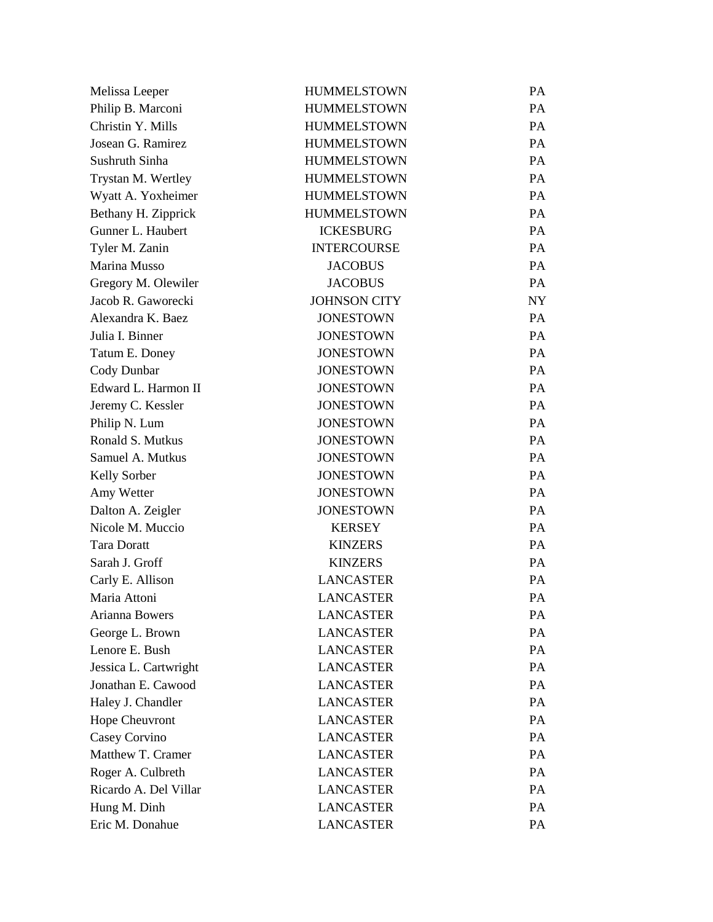| | | |
|---|---|---|
| Melissa Leeper | HUMMELSTOWN | PA |
| Philip B. Marconi | HUMMELSTOWN | PA |
| Christin Y. Mills | HUMMELSTOWN | PA |
| Josean G. Ramirez | HUMMELSTOWN | PA |
| Sushruth Sinha | HUMMELSTOWN | PA |
| Trystan M. Wertley | HUMMELSTOWN | PA |
| Wyatt A. Yoxheimer | HUMMELSTOWN | PA |
| Bethany H. Zipprick | HUMMELSTOWN | PA |
| Gunner L. Haubert | ICKESBURG | PA |
| Tyler M. Zanin | INTERCOURSE | PA |
| Marina Musso | JACOBUS | PA |
| Gregory M. Olewiler | JACOBUS | PA |
| Jacob R. Gaworecki | JOHNSON CITY | NY |
| Alexandra K. Baez | JONESTOWN | PA |
| Julia I. Binner | JONESTOWN | PA |
| Tatum E. Doney | JONESTOWN | PA |
| Cody Dunbar | JONESTOWN | PA |
| Edward L. Harmon II | JONESTOWN | PA |
| Jeremy C. Kessler | JONESTOWN | PA |
| Philip N. Lum | JONESTOWN | PA |
| Ronald S. Mutkus | JONESTOWN | PA |
| Samuel A. Mutkus | JONESTOWN | PA |
| Kelly Sorber | JONESTOWN | PA |
| Amy Wetter | JONESTOWN | PA |
| Dalton A. Zeigler | JONESTOWN | PA |
| Nicole M. Muccio | KERSEY | PA |
| Tara Doratt | KINZERS | PA |
| Sarah J. Groff | KINZERS | PA |
| Carly E. Allison | LANCASTER | PA |
| Maria Attoni | LANCASTER | PA |
| Arianna Bowers | LANCASTER | PA |
| George L. Brown | LANCASTER | PA |
| Lenore E. Bush | LANCASTER | PA |
| Jessica L. Cartwright | LANCASTER | PA |
| Jonathan E. Cawood | LANCASTER | PA |
| Haley J. Chandler | LANCASTER | PA |
| Hope Cheuvront | LANCASTER | PA |
| Casey Corvino | LANCASTER | PA |
| Matthew T. Cramer | LANCASTER | PA |
| Roger A. Culbreth | LANCASTER | PA |
| Ricardo A. Del Villar | LANCASTER | PA |
| Hung M. Dinh | LANCASTER | PA |
| Eric M. Donahue | LANCASTER | PA |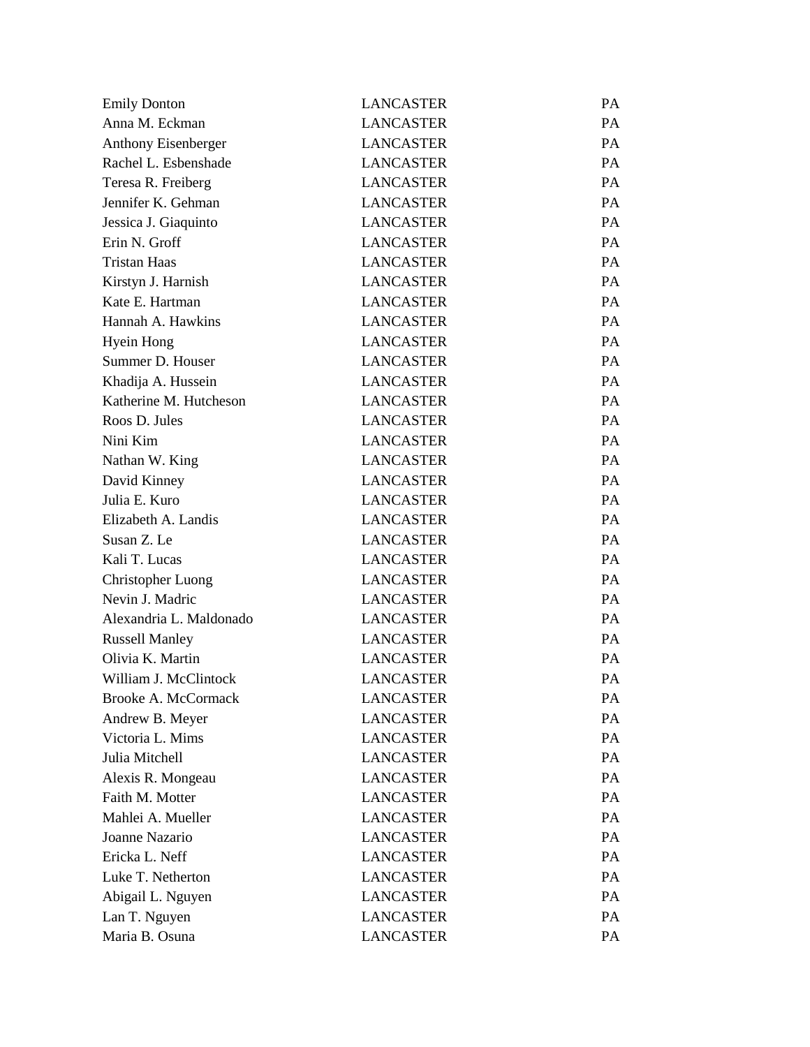| | | |
|---|---|---|
| Emily Donton | LANCASTER | PA |
| Anna M. Eckman | LANCASTER | PA |
| Anthony Eisenberger | LANCASTER | PA |
| Rachel L. Esbenshade | LANCASTER | PA |
| Teresa R. Freiberg | LANCASTER | PA |
| Jennifer K. Gehman | LANCASTER | PA |
| Jessica J. Giaquinto | LANCASTER | PA |
| Erin N. Groff | LANCASTER | PA |
| Tristan Haas | LANCASTER | PA |
| Kirstyn J. Harnish | LANCASTER | PA |
| Kate E. Hartman | LANCASTER | PA |
| Hannah A. Hawkins | LANCASTER | PA |
| Hyein Hong | LANCASTER | PA |
| Summer D. Houser | LANCASTER | PA |
| Khadija A. Hussein | LANCASTER | PA |
| Katherine M. Hutcheson | LANCASTER | PA |
| Roos D. Jules | LANCASTER | PA |
| Nini Kim | LANCASTER | PA |
| Nathan W. King | LANCASTER | PA |
| David Kinney | LANCASTER | PA |
| Julia E. Kuro | LANCASTER | PA |
| Elizabeth A. Landis | LANCASTER | PA |
| Susan Z. Le | LANCASTER | PA |
| Kali T. Lucas | LANCASTER | PA |
| Christopher Luong | LANCASTER | PA |
| Nevin J. Madric | LANCASTER | PA |
| Alexandria L. Maldonado | LANCASTER | PA |
| Russell Manley | LANCASTER | PA |
| Olivia K. Martin | LANCASTER | PA |
| William J. McClintock | LANCASTER | PA |
| Brooke A. McCormack | LANCASTER | PA |
| Andrew B. Meyer | LANCASTER | PA |
| Victoria L. Mims | LANCASTER | PA |
| Julia Mitchell | LANCASTER | PA |
| Alexis R. Mongeau | LANCASTER | PA |
| Faith M. Motter | LANCASTER | PA |
| Mahlei A. Mueller | LANCASTER | PA |
| Joanne Nazario | LANCASTER | PA |
| Ericka L. Neff | LANCASTER | PA |
| Luke T. Netherton | LANCASTER | PA |
| Abigail L. Nguyen | LANCASTER | PA |
| Lan T. Nguyen | LANCASTER | PA |
| Maria B. Osuna | LANCASTER | PA |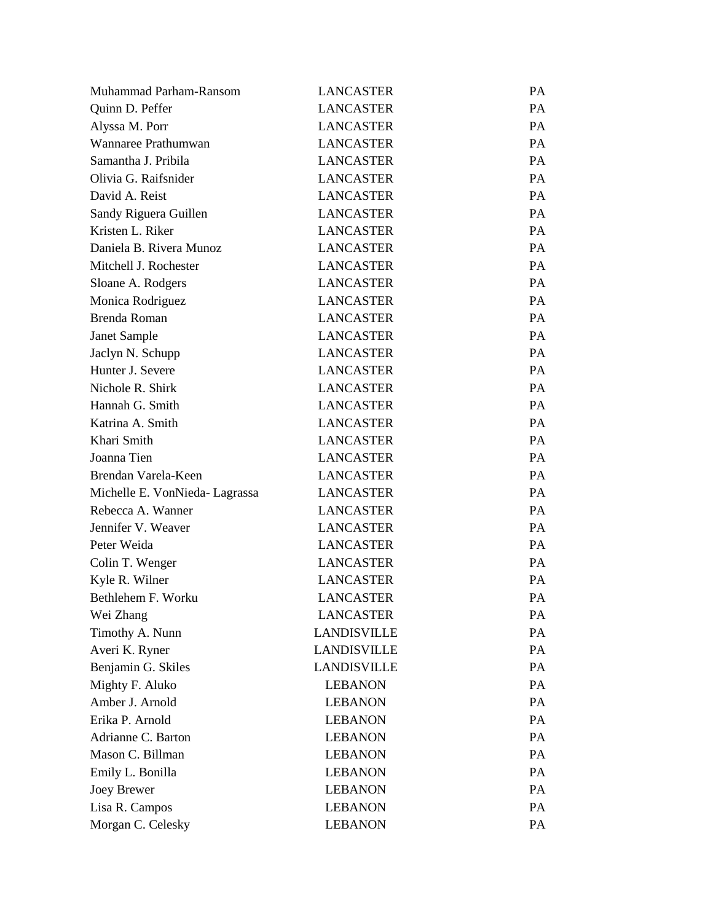| | | |
|---|---|---|
| Muhammad Parham-Ransom | LANCASTER | PA |
| Quinn D. Peffer | LANCASTER | PA |
| Alyssa M. Porr | LANCASTER | PA |
| Wannaree Prathumwan | LANCASTER | PA |
| Samantha J. Pribila | LANCASTER | PA |
| Olivia G. Raifsnider | LANCASTER | PA |
| David A. Reist | LANCASTER | PA |
| Sandy Riguera Guillen | LANCASTER | PA |
| Kristen L. Riker | LANCASTER | PA |
| Daniela B. Rivera Munoz | LANCASTER | PA |
| Mitchell J. Rochester | LANCASTER | PA |
| Sloane A. Rodgers | LANCASTER | PA |
| Monica Rodriguez | LANCASTER | PA |
| Brenda Roman | LANCASTER | PA |
| Janet Sample | LANCASTER | PA |
| Jaclyn N. Schupp | LANCASTER | PA |
| Hunter J. Severe | LANCASTER | PA |
| Nichole R. Shirk | LANCASTER | PA |
| Hannah G. Smith | LANCASTER | PA |
| Katrina A. Smith | LANCASTER | PA |
| Khari Smith | LANCASTER | PA |
| Joanna Tien | LANCASTER | PA |
| Brendan Varela-Keen | LANCASTER | PA |
| Michelle E. VonNieda- Lagrassa | LANCASTER | PA |
| Rebecca A. Wanner | LANCASTER | PA |
| Jennifer V. Weaver | LANCASTER | PA |
| Peter Weida | LANCASTER | PA |
| Colin T. Wenger | LANCASTER | PA |
| Kyle R. Wilner | LANCASTER | PA |
| Bethlehem F. Worku | LANCASTER | PA |
| Wei Zhang | LANCASTER | PA |
| Timothy A. Nunn | LANDISVILLE | PA |
| Averi K. Ryner | LANDISVILLE | PA |
| Benjamin G. Skiles | LANDISVILLE | PA |
| Mighty F. Aluko | LEBANON | PA |
| Amber J. Arnold | LEBANON | PA |
| Erika P. Arnold | LEBANON | PA |
| Adrianne C. Barton | LEBANON | PA |
| Mason C. Billman | LEBANON | PA |
| Emily L. Bonilla | LEBANON | PA |
| Joey Brewer | LEBANON | PA |
| Lisa R. Campos | LEBANON | PA |
| Morgan C. Celesky | LEBANON | PA |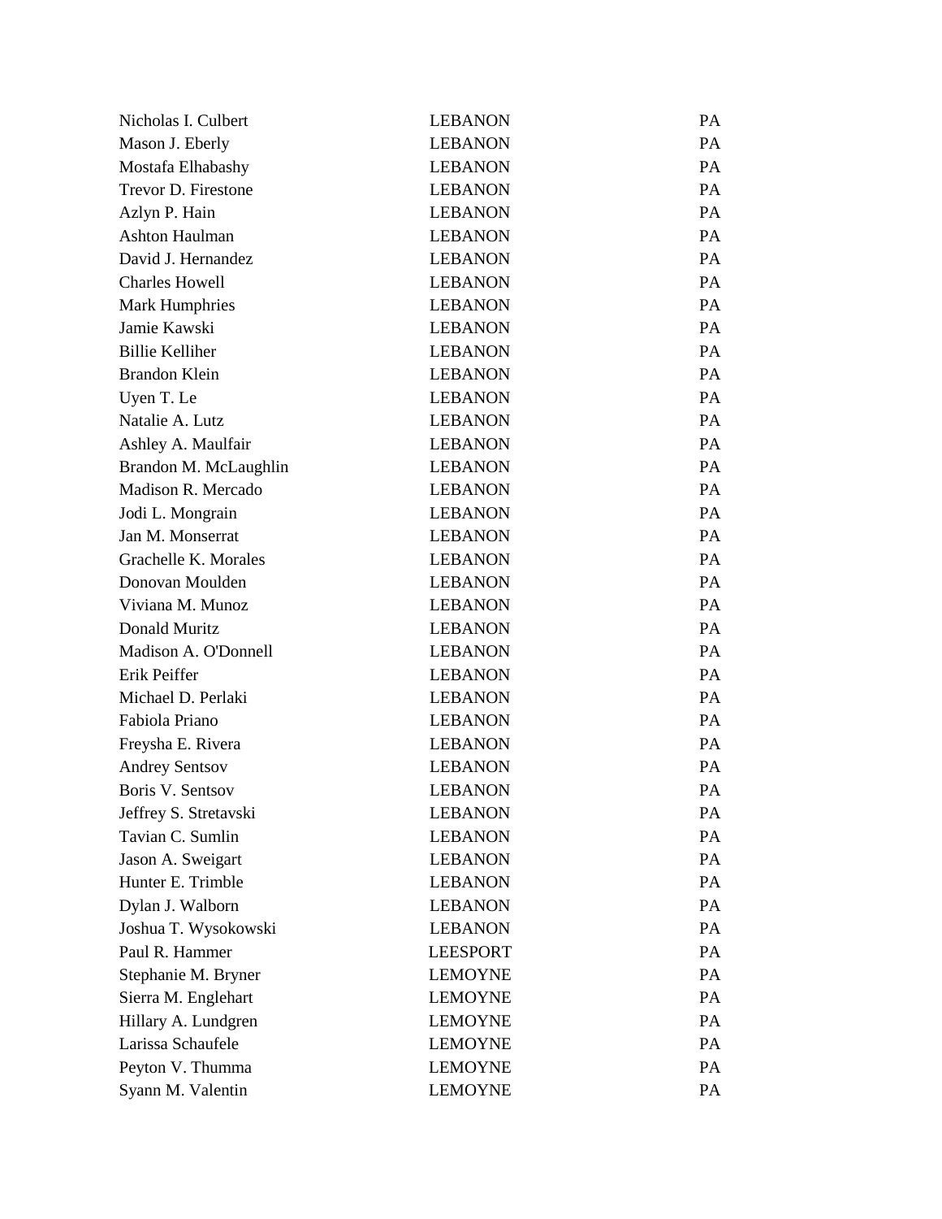| | | |
|---|---|---|
| Nicholas I. Culbert | LEBANON | PA |
| Mason J. Eberly | LEBANON | PA |
| Mostafa Elhabashy | LEBANON | PA |
| Trevor D. Firestone | LEBANON | PA |
| Azlyn P. Hain | LEBANON | PA |
| Ashton Haulman | LEBANON | PA |
| David J. Hernandez | LEBANON | PA |
| Charles Howell | LEBANON | PA |
| Mark Humphries | LEBANON | PA |
| Jamie Kawski | LEBANON | PA |
| Billie Kelliher | LEBANON | PA |
| Brandon Klein | LEBANON | PA |
| Uyen T. Le | LEBANON | PA |
| Natalie A. Lutz | LEBANON | PA |
| Ashley A. Maulfair | LEBANON | PA |
| Brandon M. McLaughlin | LEBANON | PA |
| Madison R. Mercado | LEBANON | PA |
| Jodi L. Mongrain | LEBANON | PA |
| Jan M. Monserrat | LEBANON | PA |
| Grachelle K. Morales | LEBANON | PA |
| Donovan Moulden | LEBANON | PA |
| Viviana M. Munoz | LEBANON | PA |
| Donald Muritz | LEBANON | PA |
| Madison A. O'Donnell | LEBANON | PA |
| Erik Peiffer | LEBANON | PA |
| Michael D. Perlaki | LEBANON | PA |
| Fabiola Priano | LEBANON | PA |
| Freysha E. Rivera | LEBANON | PA |
| Andrey Sentsov | LEBANON | PA |
| Boris V. Sentsov | LEBANON | PA |
| Jeffrey S. Stretavski | LEBANON | PA |
| Tavian C. Sumlin | LEBANON | PA |
| Jason A. Sweigart | LEBANON | PA |
| Hunter E. Trimble | LEBANON | PA |
| Dylan J. Walborn | LEBANON | PA |
| Joshua T. Wysokowski | LEBANON | PA |
| Paul R. Hammer | LEESPORT | PA |
| Stephanie M. Bryner | LEMOYNE | PA |
| Sierra M. Englehart | LEMOYNE | PA |
| Hillary A. Lundgren | LEMOYNE | PA |
| Larissa Schaufele | LEMOYNE | PA |
| Peyton V. Thumma | LEMOYNE | PA |
| Syann M. Valentin | LEMOYNE | PA |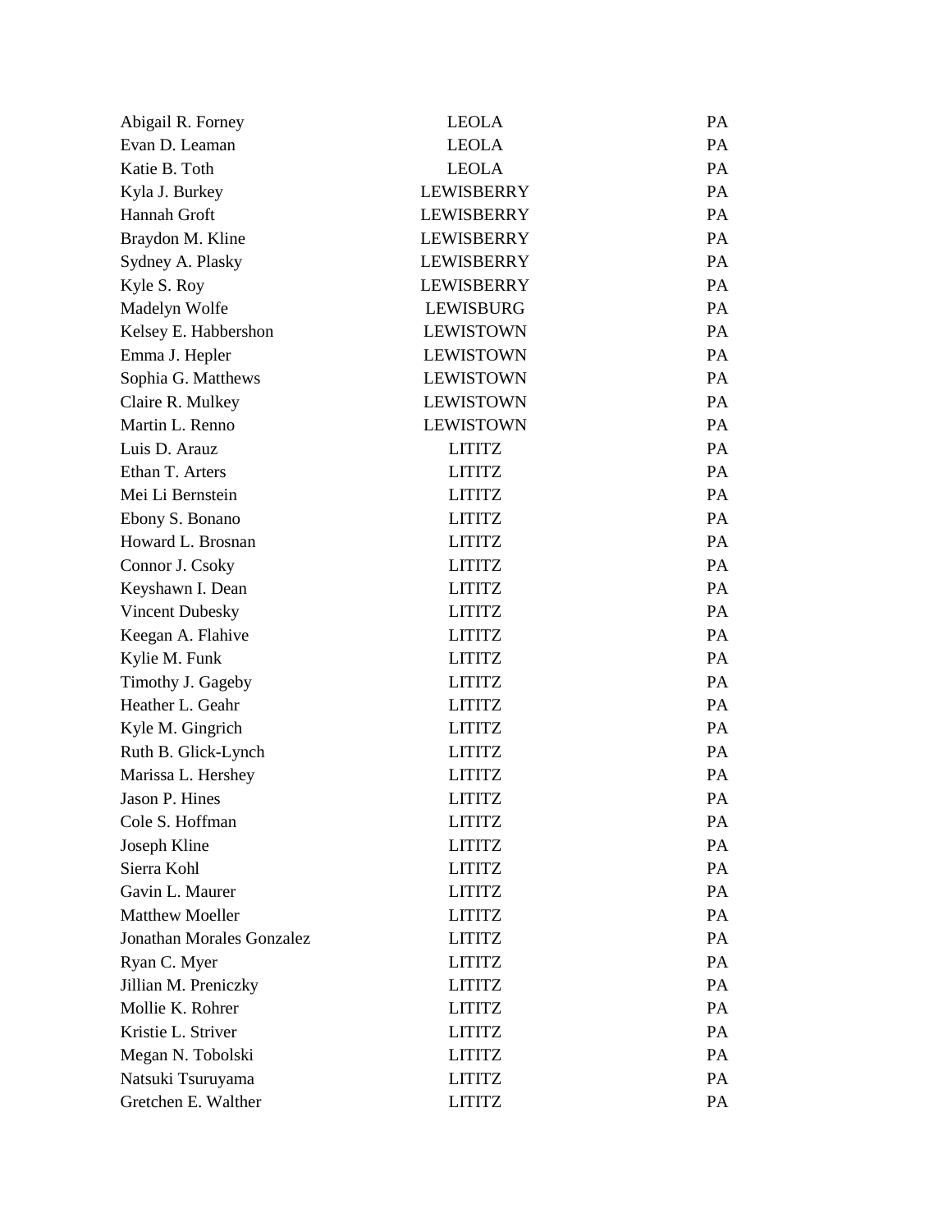| | | |
|---|---|---|
| Abigail R. Forney | LEOLA | PA |
| Evan D. Leaman | LEOLA | PA |
| Katie B. Toth | LEOLA | PA |
| Kyla J. Burkey | LEWISBERRY | PA |
| Hannah Groft | LEWISBERRY | PA |
| Braydon M. Kline | LEWISBERRY | PA |
| Sydney A. Plasky | LEWISBERRY | PA |
| Kyle S. Roy | LEWISBERRY | PA |
| Madelyn Wolfe | LEWISBURG | PA |
| Kelsey E. Habbershon | LEWISTOWN | PA |
| Emma J. Hepler | LEWISTOWN | PA |
| Sophia G. Matthews | LEWISTOWN | PA |
| Claire R. Mulkey | LEWISTOWN | PA |
| Martin L. Renno | LEWISTOWN | PA |
| Luis D. Arauz | LITITZ | PA |
| Ethan T. Arters | LITITZ | PA |
| Mei Li Bernstein | LITITZ | PA |
| Ebony S. Bonano | LITITZ | PA |
| Howard L. Brosnan | LITITZ | PA |
| Connor J. Csoky | LITITZ | PA |
| Keyshawn I. Dean | LITITZ | PA |
| Vincent Dubesky | LITITZ | PA |
| Keegan A. Flahive | LITITZ | PA |
| Kylie M. Funk | LITITZ | PA |
| Timothy J. Gageby | LITITZ | PA |
| Heather L. Geahr | LITITZ | PA |
| Kyle M. Gingrich | LITITZ | PA |
| Ruth B. Glick-Lynch | LITITZ | PA |
| Marissa L. Hershey | LITITZ | PA |
| Jason P. Hines | LITITZ | PA |
| Cole S. Hoffman | LITITZ | PA |
| Joseph Kline | LITITZ | PA |
| Sierra Kohl | LITITZ | PA |
| Gavin L. Maurer | LITITZ | PA |
| Matthew Moeller | LITITZ | PA |
| Jonathan Morales Gonzalez | LITITZ | PA |
| Ryan C. Myer | LITITZ | PA |
| Jillian M. Preniczky | LITITZ | PA |
| Mollie K. Rohrer | LITITZ | PA |
| Kristie L. Striver | LITITZ | PA |
| Megan N. Tobolski | LITITZ | PA |
| Natsuki Tsuruyama | LITITZ | PA |
| Gretchen E. Walther | LITITZ | PA |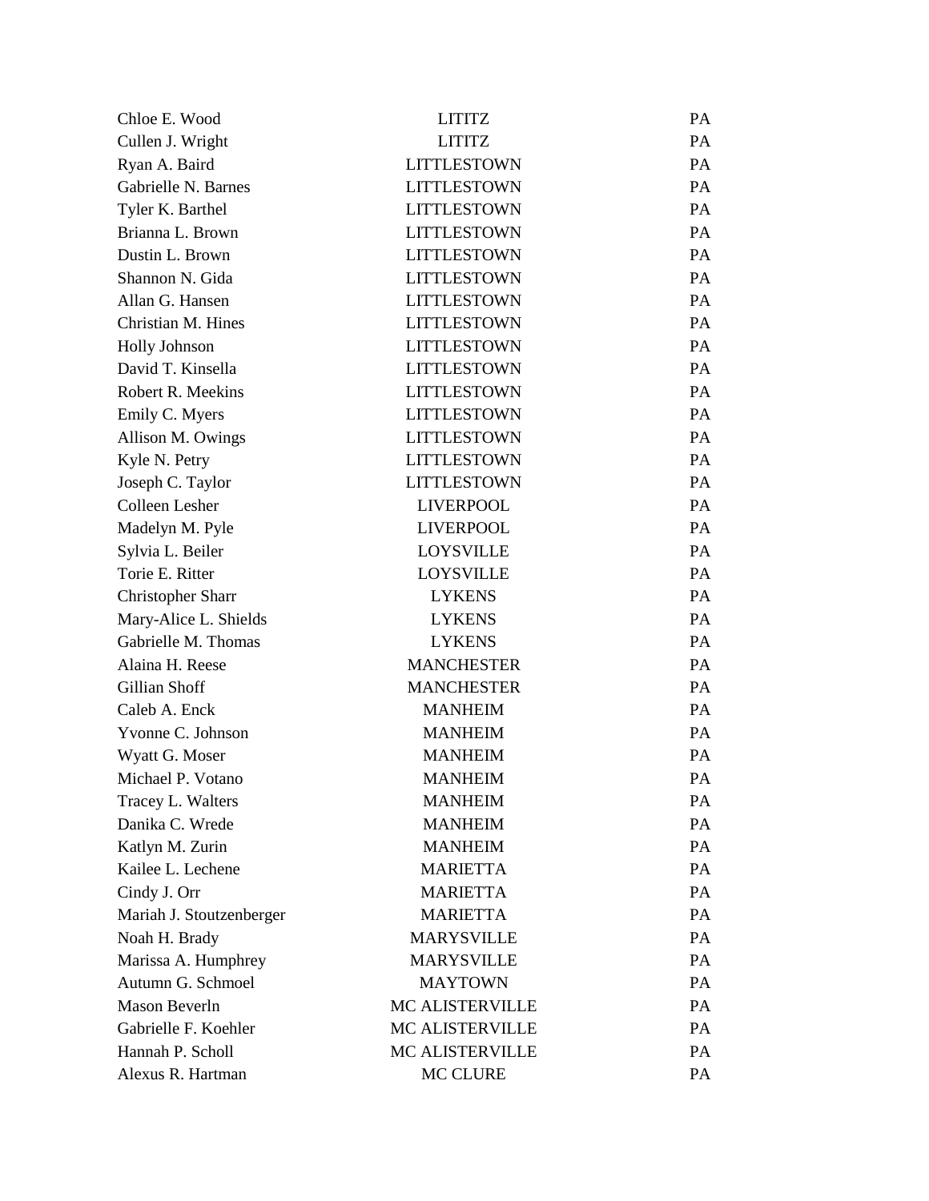| | | |
|---|---|---|
| Chloe E. Wood | LITITZ | PA |
| Cullen J. Wright | LITITZ | PA |
| Ryan A. Baird | LITTLESTOWN | PA |
| Gabrielle N. Barnes | LITTLESTOWN | PA |
| Tyler K. Barthel | LITTLESTOWN | PA |
| Brianna L. Brown | LITTLESTOWN | PA |
| Dustin L. Brown | LITTLESTOWN | PA |
| Shannon N. Gida | LITTLESTOWN | PA |
| Allan G. Hansen | LITTLESTOWN | PA |
| Christian M. Hines | LITTLESTOWN | PA |
| Holly Johnson | LITTLESTOWN | PA |
| David T. Kinsella | LITTLESTOWN | PA |
| Robert R. Meekins | LITTLESTOWN | PA |
| Emily C. Myers | LITTLESTOWN | PA |
| Allison M. Owings | LITTLESTOWN | PA |
| Kyle N. Petry | LITTLESTOWN | PA |
| Joseph C. Taylor | LITTLESTOWN | PA |
| Colleen Lesher | LIVERPOOL | PA |
| Madelyn M. Pyle | LIVERPOOL | PA |
| Sylvia L. Beiler | LOYSVILLE | PA |
| Torie E. Ritter | LOYSVILLE | PA |
| Christopher Sharr | LYKENS | PA |
| Mary-Alice L. Shields | LYKENS | PA |
| Gabrielle M. Thomas | LYKENS | PA |
| Alaina H. Reese | MANCHESTER | PA |
| Gillian Shoff | MANCHESTER | PA |
| Caleb A. Enck | MANHEIM | PA |
| Yvonne C. Johnson | MANHEIM | PA |
| Wyatt G. Moser | MANHEIM | PA |
| Michael P. Votano | MANHEIM | PA |
| Tracey L. Walters | MANHEIM | PA |
| Danika C. Wrede | MANHEIM | PA |
| Katlyn M. Zurin | MANHEIM | PA |
| Kailee L. Lechene | MARIETTA | PA |
| Cindy J. Orr | MARIETTA | PA |
| Mariah J. Stoutzenberger | MARIETTA | PA |
| Noah H. Brady | MARYSVILLE | PA |
| Marissa A. Humphrey | MARYSVILLE | PA |
| Autumn G. Schmoel | MAYTOWN | PA |
| Mason Beverln | MC ALISTERVILLE | PA |
| Gabrielle F. Koehler | MC ALISTERVILLE | PA |
| Hannah P. Scholl | MC ALISTERVILLE | PA |
| Alexus R. Hartman | MC CLURE | PA |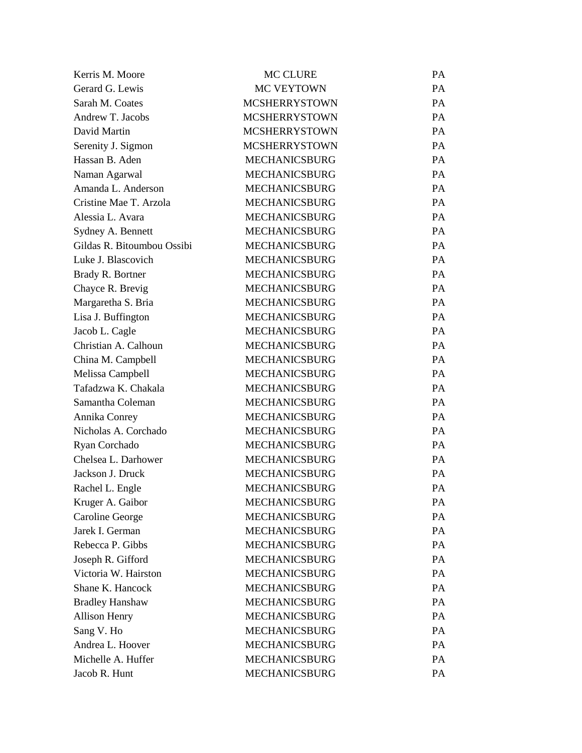| | | |
|---|---|---|
| Kerris M. Moore | MC CLURE | PA |
| Gerard G. Lewis | MC VEYTOWN | PA |
| Sarah M. Coates | MCSHERRYSTOWN | PA |
| Andrew T. Jacobs | MCSHERRYSTOWN | PA |
| David Martin | MCSHERRYSTOWN | PA |
| Serenity J. Sigmon | MCSHERRYSTOWN | PA |
| Hassan B. Aden | MECHANICSBURG | PA |
| Naman Agarwal | MECHANICSBURG | PA |
| Amanda L. Anderson | MECHANICSBURG | PA |
| Cristine Mae T. Arzola | MECHANICSBURG | PA |
| Alessia L. Avara | MECHANICSBURG | PA |
| Sydney A. Bennett | MECHANICSBURG | PA |
| Gildas R. Bitoumbou Ossibi | MECHANICSBURG | PA |
| Luke J. Blascovich | MECHANICSBURG | PA |
| Brady R. Bortner | MECHANICSBURG | PA |
| Chayce R. Brevig | MECHANICSBURG | PA |
| Margaretha S. Bria | MECHANICSBURG | PA |
| Lisa J. Buffington | MECHANICSBURG | PA |
| Jacob L. Cagle | MECHANICSBURG | PA |
| Christian A. Calhoun | MECHANICSBURG | PA |
| China M. Campbell | MECHANICSBURG | PA |
| Melissa Campbell | MECHANICSBURG | PA |
| Tafadzwa K. Chakala | MECHANICSBURG | PA |
| Samantha Coleman | MECHANICSBURG | PA |
| Annika Conrey | MECHANICSBURG | PA |
| Nicholas A. Corchado | MECHANICSBURG | PA |
| Ryan Corchado | MECHANICSBURG | PA |
| Chelsea L. Darhower | MECHANICSBURG | PA |
| Jackson J. Druck | MECHANICSBURG | PA |
| Rachel L. Engle | MECHANICSBURG | PA |
| Kruger A. Gaibor | MECHANICSBURG | PA |
| Caroline George | MECHANICSBURG | PA |
| Jarek I. German | MECHANICSBURG | PA |
| Rebecca P. Gibbs | MECHANICSBURG | PA |
| Joseph R. Gifford | MECHANICSBURG | PA |
| Victoria W. Hairston | MECHANICSBURG | PA |
| Shane K. Hancock | MECHANICSBURG | PA |
| Bradley Hanshaw | MECHANICSBURG | PA |
| Allison Henry | MECHANICSBURG | PA |
| Sang V. Ho | MECHANICSBURG | PA |
| Andrea L. Hoover | MECHANICSBURG | PA |
| Michelle A. Huffer | MECHANICSBURG | PA |
| Jacob R. Hunt | MECHANICSBURG | PA |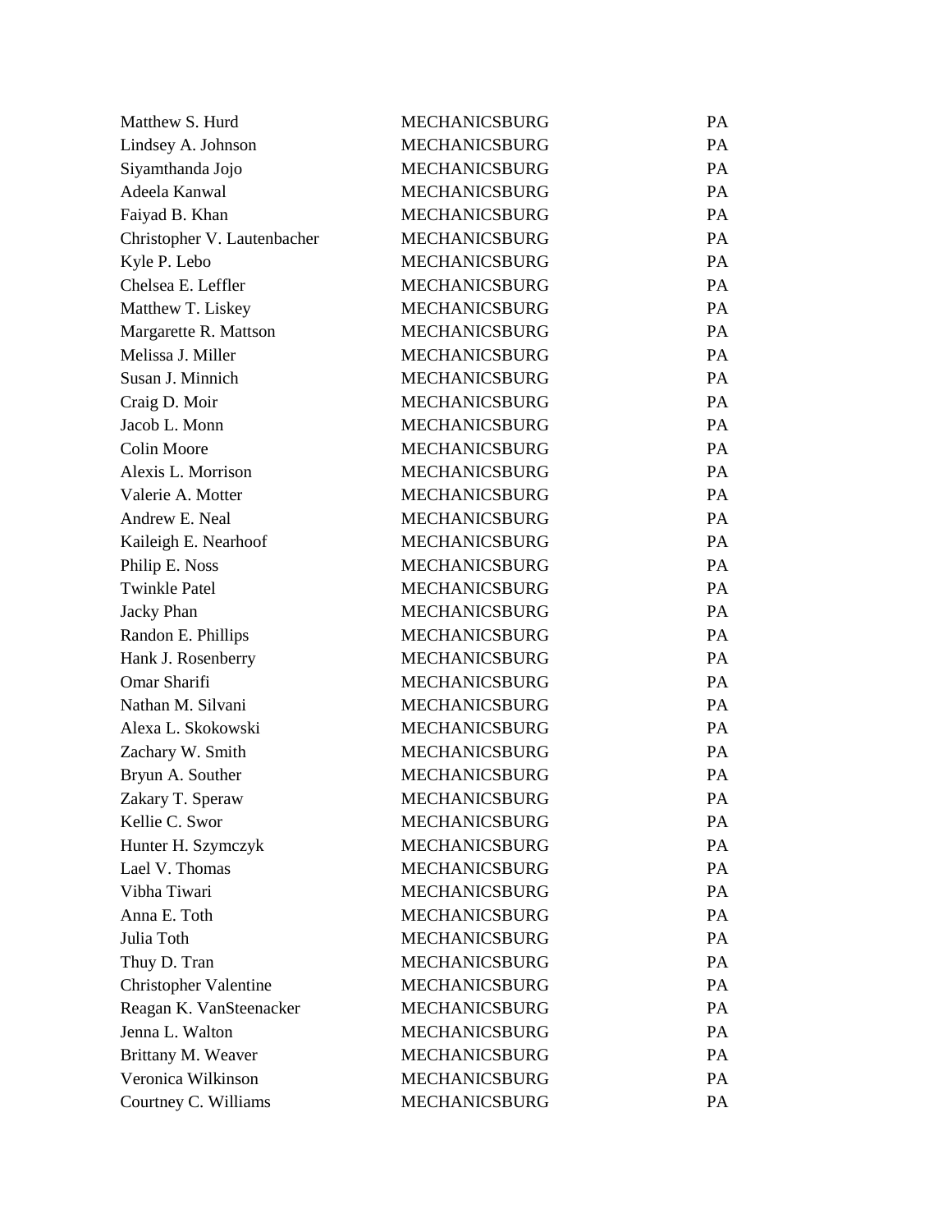| | | |
|---|---|---|
| Matthew S. Hurd | MECHANICSBURG | PA |
| Lindsey A. Johnson | MECHANICSBURG | PA |
| Siyamthanda Jojo | MECHANICSBURG | PA |
| Adeela Kanwal | MECHANICSBURG | PA |
| Faiyad B. Khan | MECHANICSBURG | PA |
| Christopher V. Lautenbacher | MECHANICSBURG | PA |
| Kyle P. Lebo | MECHANICSBURG | PA |
| Chelsea E. Leffler | MECHANICSBURG | PA |
| Matthew T. Liskey | MECHANICSBURG | PA |
| Margarette R. Mattson | MECHANICSBURG | PA |
| Melissa J. Miller | MECHANICSBURG | PA |
| Susan J. Minnich | MECHANICSBURG | PA |
| Craig D. Moir | MECHANICSBURG | PA |
| Jacob L. Monn | MECHANICSBURG | PA |
| Colin Moore | MECHANICSBURG | PA |
| Alexis L. Morrison | MECHANICSBURG | PA |
| Valerie A. Motter | MECHANICSBURG | PA |
| Andrew E. Neal | MECHANICSBURG | PA |
| Kaileigh E. Nearhoof | MECHANICSBURG | PA |
| Philip E. Noss | MECHANICSBURG | PA |
| Twinkle Patel | MECHANICSBURG | PA |
| Jacky Phan | MECHANICSBURG | PA |
| Randon E. Phillips | MECHANICSBURG | PA |
| Hank J. Rosenberry | MECHANICSBURG | PA |
| Omar Sharifi | MECHANICSBURG | PA |
| Nathan M. Silvani | MECHANICSBURG | PA |
| Alexa L. Skokowski | MECHANICSBURG | PA |
| Zachary W. Smith | MECHANICSBURG | PA |
| Bryun A. Souther | MECHANICSBURG | PA |
| Zakary T. Speraw | MECHANICSBURG | PA |
| Kellie C. Swor | MECHANICSBURG | PA |
| Hunter H. Szymczyk | MECHANICSBURG | PA |
| Lael V. Thomas | MECHANICSBURG | PA |
| Vibha Tiwari | MECHANICSBURG | PA |
| Anna E. Toth | MECHANICSBURG | PA |
| Julia Toth | MECHANICSBURG | PA |
| Thuy D. Tran | MECHANICSBURG | PA |
| Christopher Valentine | MECHANICSBURG | PA |
| Reagan K. VanSteenacker | MECHANICSBURG | PA |
| Jenna L. Walton | MECHANICSBURG | PA |
| Brittany M. Weaver | MECHANICSBURG | PA |
| Veronica Wilkinson | MECHANICSBURG | PA |
| Courtney C. Williams | MECHANICSBURG | PA |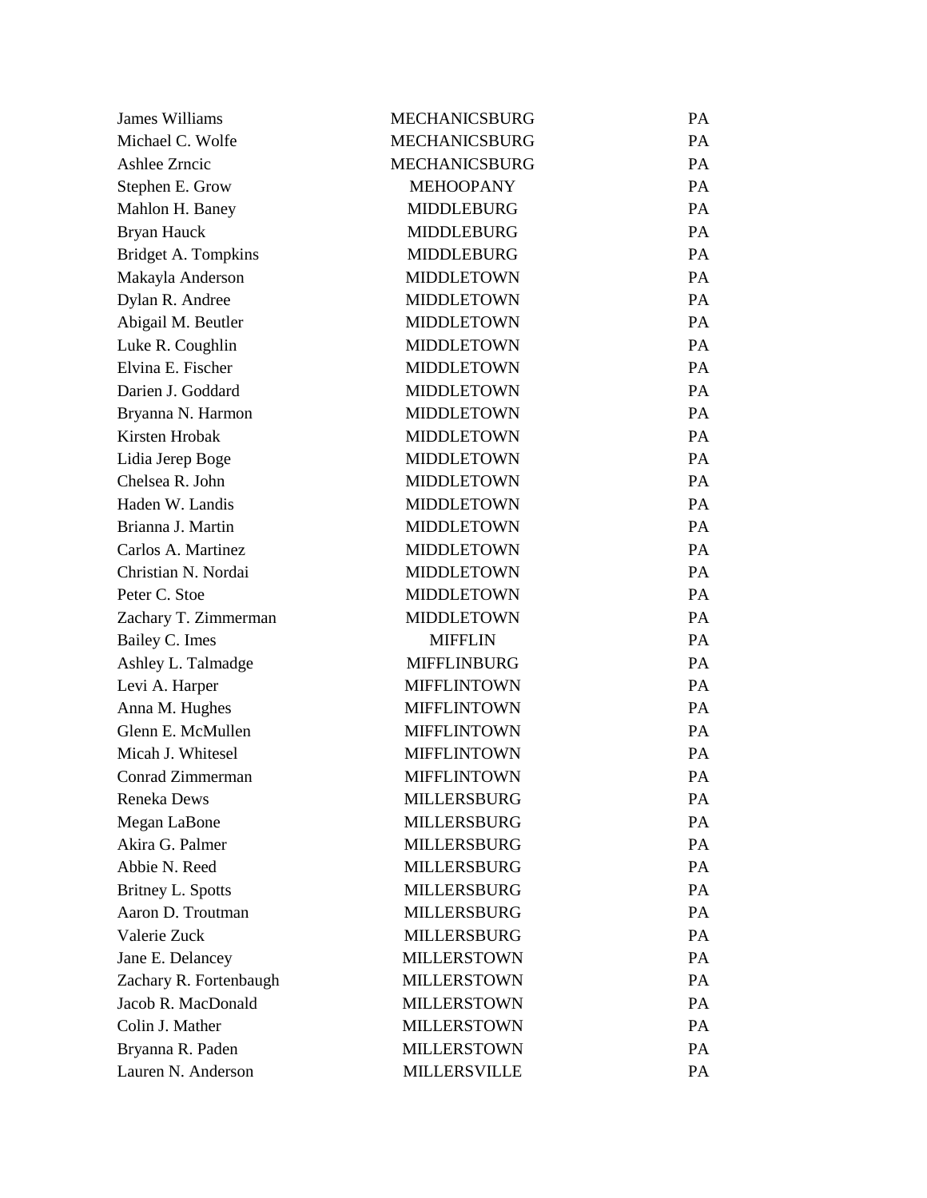| | | |
|---|---|---|
| James Williams | MECHANICSBURG | PA |
| Michael C. Wolfe | MECHANICSBURG | PA |
| Ashlee Zrncic | MECHANICSBURG | PA |
| Stephen E. Grow | MEHOOPANY | PA |
| Mahlon H. Baney | MIDDLEBURG | PA |
| Bryan Hauck | MIDDLEBURG | PA |
| Bridget A. Tompkins | MIDDLEBURG | PA |
| Makayla Anderson | MIDDLETOWN | PA |
| Dylan R. Andree | MIDDLETOWN | PA |
| Abigail M. Beutler | MIDDLETOWN | PA |
| Luke R. Coughlin | MIDDLETOWN | PA |
| Elvina E. Fischer | MIDDLETOWN | PA |
| Darien J. Goddard | MIDDLETOWN | PA |
| Bryanna N. Harmon | MIDDLETOWN | PA |
| Kirsten Hrobak | MIDDLETOWN | PA |
| Lidia Jerep Boge | MIDDLETOWN | PA |
| Chelsea R. John | MIDDLETOWN | PA |
| Haden W. Landis | MIDDLETOWN | PA |
| Brianna J. Martin | MIDDLETOWN | PA |
| Carlos A. Martinez | MIDDLETOWN | PA |
| Christian N. Nordai | MIDDLETOWN | PA |
| Peter C. Stoe | MIDDLETOWN | PA |
| Zachary T. Zimmerman | MIDDLETOWN | PA |
| Bailey C. Imes | MIFFLIN | PA |
| Ashley L. Talmadge | MIFFLINBURG | PA |
| Levi A. Harper | MIFFLINTOWN | PA |
| Anna M. Hughes | MIFFLINTOWN | PA |
| Glenn E. McMullen | MIFFLINTOWN | PA |
| Micah J. Whitesel | MIFFLINTOWN | PA |
| Conrad Zimmerman | MIFFLINTOWN | PA |
| Reneka Dews | MILLERSBURG | PA |
| Megan LaBone | MILLERSBURG | PA |
| Akira G. Palmer | MILLERSBURG | PA |
| Abbie N. Reed | MILLERSBURG | PA |
| Britney L. Spotts | MILLERSBURG | PA |
| Aaron D. Troutman | MILLERSBURG | PA |
| Valerie Zuck | MILLERSBURG | PA |
| Jane E. Delancey | MILLERSTOWN | PA |
| Zachary R. Fortenbaugh | MILLERSTOWN | PA |
| Jacob R. MacDonald | MILLERSTOWN | PA |
| Colin J. Mather | MILLERSTOWN | PA |
| Bryanna R. Paden | MILLERSTOWN | PA |
| Lauren N. Anderson | MILLERSVILLE | PA |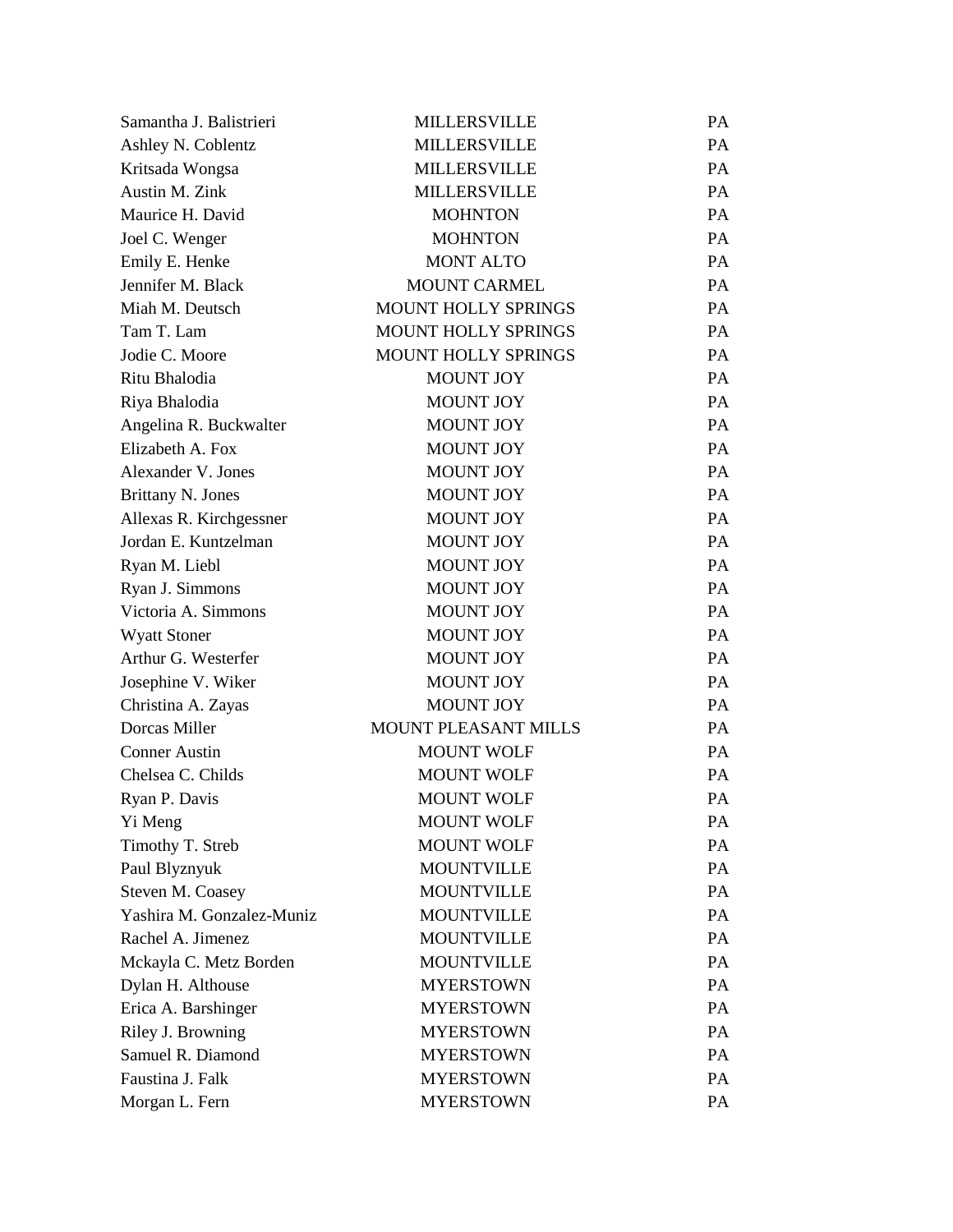| | | |
|---|---|---|
| Samantha J. Balistrieri | MILLERSVILLE | PA |
| Ashley N. Coblentz | MILLERSVILLE | PA |
| Kritsada Wongsa | MILLERSVILLE | PA |
| Austin M. Zink | MILLERSVILLE | PA |
| Maurice H. David | MOHNTON | PA |
| Joel C. Wenger | MOHNTON | PA |
| Emily E. Henke | MONT ALTO | PA |
| Jennifer M. Black | MOUNT CARMEL | PA |
| Miah M. Deutsch | MOUNT HOLLY SPRINGS | PA |
| Tam T. Lam | MOUNT HOLLY SPRINGS | PA |
| Jodie C. Moore | MOUNT HOLLY SPRINGS | PA |
| Ritu Bhalodia | MOUNT JOY | PA |
| Riya Bhalodia | MOUNT JOY | PA |
| Angelina R. Buckwalter | MOUNT JOY | PA |
| Elizabeth A. Fox | MOUNT JOY | PA |
| Alexander V. Jones | MOUNT JOY | PA |
| Brittany N. Jones | MOUNT JOY | PA |
| Allexas R. Kirchgessner | MOUNT JOY | PA |
| Jordan E. Kuntzelman | MOUNT JOY | PA |
| Ryan M. Liebl | MOUNT JOY | PA |
| Ryan J. Simmons | MOUNT JOY | PA |
| Victoria A. Simmons | MOUNT JOY | PA |
| Wyatt Stoner | MOUNT JOY | PA |
| Arthur G. Westerfer | MOUNT JOY | PA |
| Josephine V. Wiker | MOUNT JOY | PA |
| Christina A. Zayas | MOUNT JOY | PA |
| Dorcas Miller | MOUNT PLEASANT MILLS | PA |
| Conner Austin | MOUNT WOLF | PA |
| Chelsea C. Childs | MOUNT WOLF | PA |
| Ryan P. Davis | MOUNT WOLF | PA |
| Yi Meng | MOUNT WOLF | PA |
| Timothy T. Streb | MOUNT WOLF | PA |
| Paul Blyznyuk | MOUNTVILLE | PA |
| Steven M. Coasey | MOUNTVILLE | PA |
| Yashira M. Gonzalez-Muniz | MOUNTVILLE | PA |
| Rachel A. Jimenez | MOUNTVILLE | PA |
| Mckayla C. Metz Borden | MOUNTVILLE | PA |
| Dylan H. Althouse | MYERSTOWN | PA |
| Erica A. Barshinger | MYERSTOWN | PA |
| Riley J. Browning | MYERSTOWN | PA |
| Samuel R. Diamond | MYERSTOWN | PA |
| Faustina J. Falk | MYERSTOWN | PA |
| Morgan L. Fern | MYERSTOWN | PA |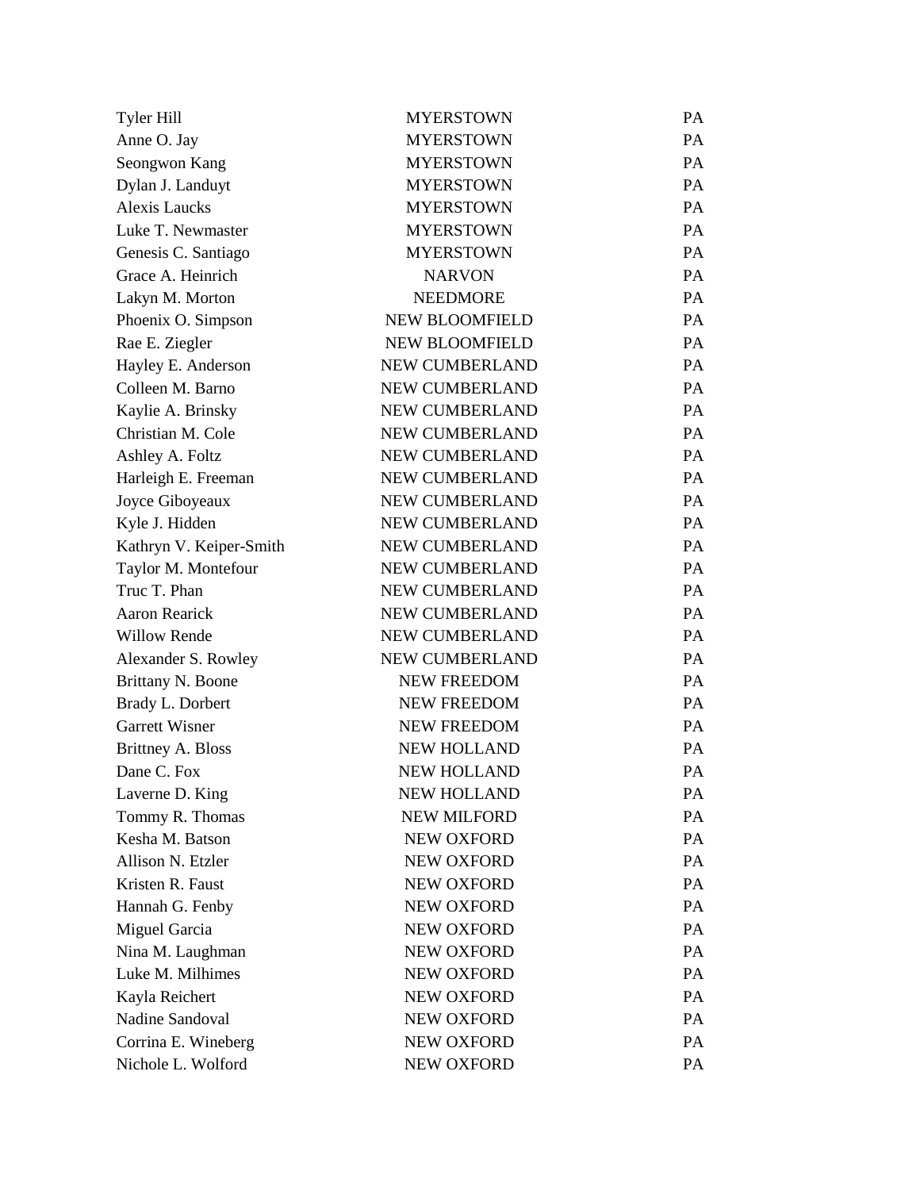| | | |
|---|---|---|
| Tyler Hill | MYERSTOWN | PA |
| Anne O. Jay | MYERSTOWN | PA |
| Seongwon Kang | MYERSTOWN | PA |
| Dylan J. Landuyt | MYERSTOWN | PA |
| Alexis Laucks | MYERSTOWN | PA |
| Luke T. Newmaster | MYERSTOWN | PA |
| Genesis C. Santiago | MYERSTOWN | PA |
| Grace A. Heinrich | NARVON | PA |
| Lakyn M. Morton | NEEDMORE | PA |
| Phoenix O. Simpson | NEW BLOOMFIELD | PA |
| Rae E. Ziegler | NEW BLOOMFIELD | PA |
| Hayley E. Anderson | NEW CUMBERLAND | PA |
| Colleen M. Barno | NEW CUMBERLAND | PA |
| Kaylie A. Brinsky | NEW CUMBERLAND | PA |
| Christian M. Cole | NEW CUMBERLAND | PA |
| Ashley A. Foltz | NEW CUMBERLAND | PA |
| Harleigh E. Freeman | NEW CUMBERLAND | PA |
| Joyce Giboyeaux | NEW CUMBERLAND | PA |
| Kyle J. Hidden | NEW CUMBERLAND | PA |
| Kathryn V. Keiper-Smith | NEW CUMBERLAND | PA |
| Taylor M. Montefour | NEW CUMBERLAND | PA |
| Truc T. Phan | NEW CUMBERLAND | PA |
| Aaron Rearick | NEW CUMBERLAND | PA |
| Willow Rende | NEW CUMBERLAND | PA |
| Alexander S. Rowley | NEW CUMBERLAND | PA |
| Brittany N. Boone | NEW FREEDOM | PA |
| Brady L. Dorbert | NEW FREEDOM | PA |
| Garrett Wisner | NEW FREEDOM | PA |
| Brittney A. Bloss | NEW HOLLAND | PA |
| Dane C. Fox | NEW HOLLAND | PA |
| Laverne D. King | NEW HOLLAND | PA |
| Tommy R. Thomas | NEW MILFORD | PA |
| Kesha M. Batson | NEW OXFORD | PA |
| Allison N. Etzler | NEW OXFORD | PA |
| Kristen R. Faust | NEW OXFORD | PA |
| Hannah G. Fenby | NEW OXFORD | PA |
| Miguel Garcia | NEW OXFORD | PA |
| Nina M. Laughman | NEW OXFORD | PA |
| Luke M. Milhimes | NEW OXFORD | PA |
| Kayla Reichert | NEW OXFORD | PA |
| Nadine Sandoval | NEW OXFORD | PA |
| Corrina E. Wineberg | NEW OXFORD | PA |
| Nichole L. Wolford | NEW OXFORD | PA |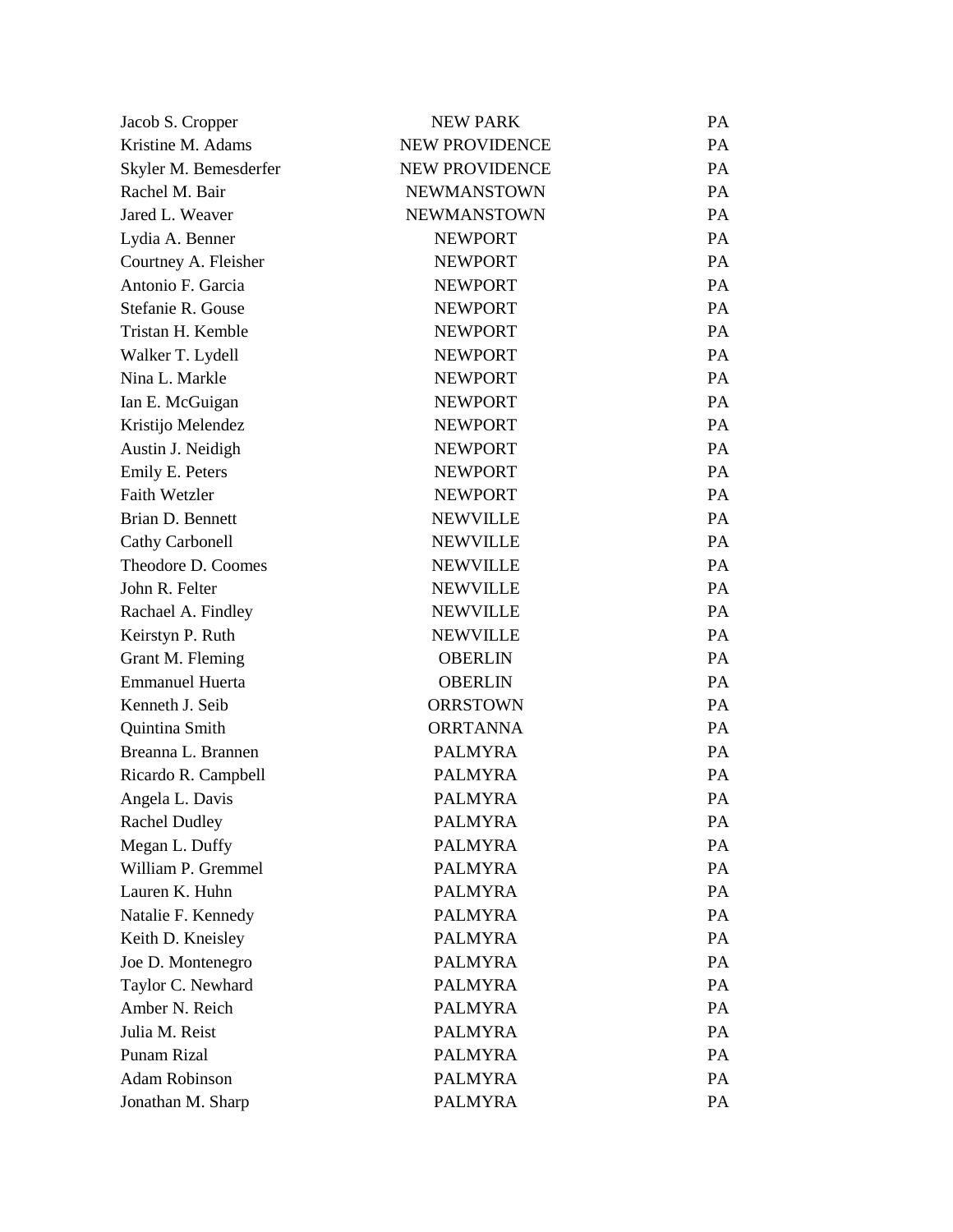| | | |
|---|---|---|
| Jacob S. Cropper | NEW PARK | PA |
| Kristine M. Adams | NEW PROVIDENCE | PA |
| Skyler M. Bemesderfer | NEW PROVIDENCE | PA |
| Rachel M. Bair | NEWMANSTOWN | PA |
| Jared L. Weaver | NEWMANSTOWN | PA |
| Lydia A. Benner | NEWPORT | PA |
| Courtney A. Fleisher | NEWPORT | PA |
| Antonio F. Garcia | NEWPORT | PA |
| Stefanie R. Gouse | NEWPORT | PA |
| Tristan H. Kemble | NEWPORT | PA |
| Walker T. Lydell | NEWPORT | PA |
| Nina L. Markle | NEWPORT | PA |
| Ian E. McGuigan | NEWPORT | PA |
| Kristijo Melendez | NEWPORT | PA |
| Austin J. Neidigh | NEWPORT | PA |
| Emily E. Peters | NEWPORT | PA |
| Faith Wetzler | NEWPORT | PA |
| Brian D. Bennett | NEWVILLE | PA |
| Cathy Carbonell | NEWVILLE | PA |
| Theodore D. Coomes | NEWVILLE | PA |
| John R. Felter | NEWVILLE | PA |
| Rachael A. Findley | NEWVILLE | PA |
| Keirstyn P. Ruth | NEWVILLE | PA |
| Grant M. Fleming | OBERLIN | PA |
| Emmanuel Huerta | OBERLIN | PA |
| Kenneth J. Seib | ORRSTOWN | PA |
| Quintina Smith | ORRTANNA | PA |
| Breanna L. Brannen | PALMYRA | PA |
| Ricardo R. Campbell | PALMYRA | PA |
| Angela L. Davis | PALMYRA | PA |
| Rachel Dudley | PALMYRA | PA |
| Megan L. Duffy | PALMYRA | PA |
| William P. Gremmel | PALMYRA | PA |
| Lauren K. Huhn | PALMYRA | PA |
| Natalie F. Kennedy | PALMYRA | PA |
| Keith D. Kneisley | PALMYRA | PA |
| Joe D. Montenegro | PALMYRA | PA |
| Taylor C. Newhard | PALMYRA | PA |
| Amber N. Reich | PALMYRA | PA |
| Julia M. Reist | PALMYRA | PA |
| Punam Rizal | PALMYRA | PA |
| Adam Robinson | PALMYRA | PA |
| Jonathan M. Sharp | PALMYRA | PA |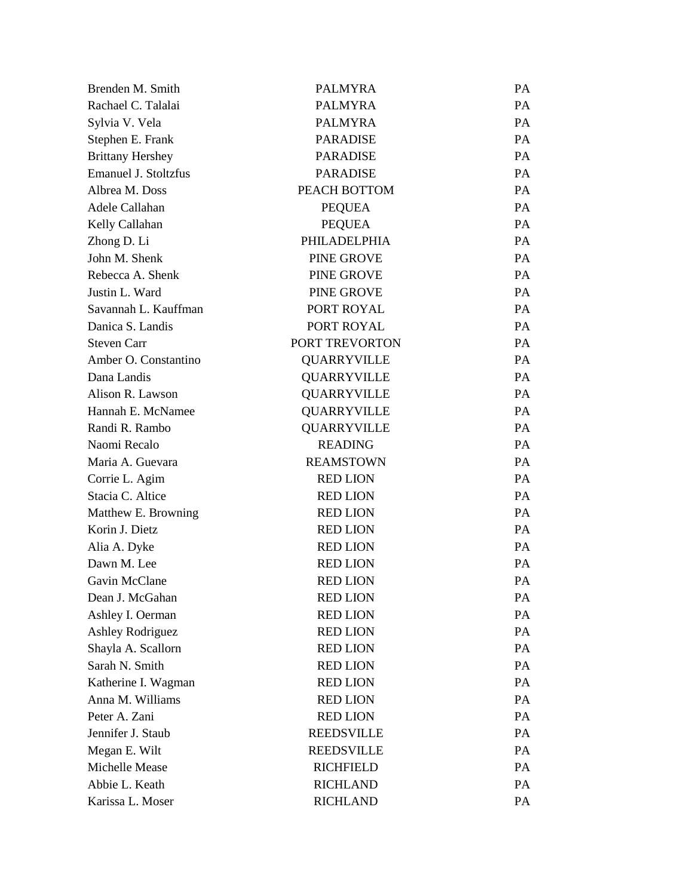| | | |
|---|---|---|
| Brenden M. Smith | PALMYRA | PA |
| Rachael C. Talalai | PALMYRA | PA |
| Sylvia V. Vela | PALMYRA | PA |
| Stephen E. Frank | PARADISE | PA |
| Brittany Hershey | PARADISE | PA |
| Emanuel J. Stoltzfus | PARADISE | PA |
| Albrea M. Doss | PEACH BOTTOM | PA |
| Adele Callahan | PEQUEA | PA |
| Kelly Callahan | PEQUEA | PA |
| Zhong D. Li | PHILADELPHIA | PA |
| John M. Shenk | PINE GROVE | PA |
| Rebecca A. Shenk | PINE GROVE | PA |
| Justin L. Ward | PINE GROVE | PA |
| Savannah L. Kauffman | PORT ROYAL | PA |
| Danica S. Landis | PORT ROYAL | PA |
| Steven Carr | PORT TREVORTON | PA |
| Amber O. Constantino | QUARRYVILLE | PA |
| Dana Landis | QUARRYVILLE | PA |
| Alison R. Lawson | QUARRYVILLE | PA |
| Hannah E. McNamee | QUARRYVILLE | PA |
| Randi R. Rambo | QUARRYVILLE | PA |
| Naomi Recalo | READING | PA |
| Maria A. Guevara | REAMSTOWN | PA |
| Corrie L. Agim | RED LION | PA |
| Stacia C. Altice | RED LION | PA |
| Matthew E. Browning | RED LION | PA |
| Korin J. Dietz | RED LION | PA |
| Alia A. Dyke | RED LION | PA |
| Dawn M. Lee | RED LION | PA |
| Gavin McClane | RED LION | PA |
| Dean J. McGahan | RED LION | PA |
| Ashley I. Oerman | RED LION | PA |
| Ashley Rodriguez | RED LION | PA |
| Shayla A. Scallorn | RED LION | PA |
| Sarah N. Smith | RED LION | PA |
| Katherine I. Wagman | RED LION | PA |
| Anna M. Williams | RED LION | PA |
| Peter A. Zani | RED LION | PA |
| Jennifer J. Staub | REEDSVILLE | PA |
| Megan E. Wilt | REEDSVILLE | PA |
| Michelle Mease | RICHFIELD | PA |
| Abbie L. Keath | RICHLAND | PA |
| Karissa L. Moser | RICHLAND | PA |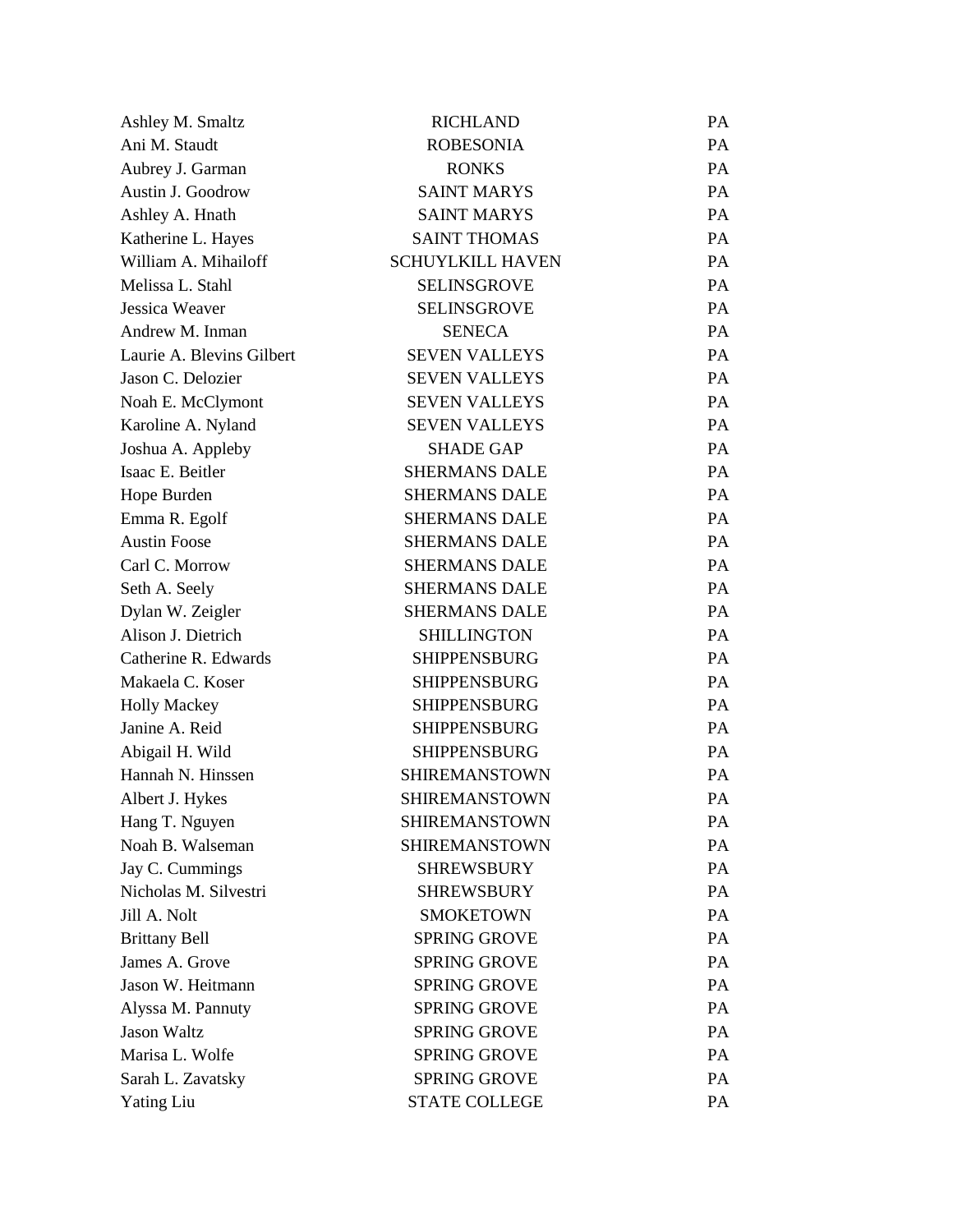| | | |
|---|---|---|
| Ashley M. Smaltz | RICHLAND | PA |
| Ani M. Staudt | ROBESONIA | PA |
| Aubrey J. Garman | RONKS | PA |
| Austin J. Goodrow | SAINT MARYS | PA |
| Ashley A. Hnath | SAINT MARYS | PA |
| Katherine L. Hayes | SAINT THOMAS | PA |
| William A. Mihailoff | SCHUYLKILL HAVEN | PA |
| Melissa L. Stahl | SELINSGROVE | PA |
| Jessica Weaver | SELINSGROVE | PA |
| Andrew M. Inman | SENECA | PA |
| Laurie A. Blevins Gilbert | SEVEN VALLEYS | PA |
| Jason C. Delozier | SEVEN VALLEYS | PA |
| Noah E. McClymont | SEVEN VALLEYS | PA |
| Karoline A. Nyland | SEVEN VALLEYS | PA |
| Joshua A. Appleby | SHADE GAP | PA |
| Isaac E. Beitler | SHERMANS DALE | PA |
| Hope Burden | SHERMANS DALE | PA |
| Emma R. Egolf | SHERMANS DALE | PA |
| Austin Foose | SHERMANS DALE | PA |
| Carl C. Morrow | SHERMANS DALE | PA |
| Seth A. Seely | SHERMANS DALE | PA |
| Dylan W. Zeigler | SHERMANS DALE | PA |
| Alison J. Dietrich | SHILLINGTON | PA |
| Catherine R. Edwards | SHIPPENSBURG | PA |
| Makaela C. Koser | SHIPPENSBURG | PA |
| Holly Mackey | SHIPPENSBURG | PA |
| Janine A. Reid | SHIPPENSBURG | PA |
| Abigail H. Wild | SHIPPENSBURG | PA |
| Hannah N. Hinssen | SHIREMANSTOWN | PA |
| Albert J. Hykes | SHIREMANSTOWN | PA |
| Hang T. Nguyen | SHIREMANSTOWN | PA |
| Noah B. Walseman | SHIREMANSTOWN | PA |
| Jay C. Cummings | SHREWSBURY | PA |
| Nicholas M. Silvestri | SHREWSBURY | PA |
| Jill A. Nolt | SMOKETOWN | PA |
| Brittany Bell | SPRING GROVE | PA |
| James A. Grove | SPRING GROVE | PA |
| Jason W. Heitmann | SPRING GROVE | PA |
| Alyssa M. Pannuty | SPRING GROVE | PA |
| Jason Waltz | SPRING GROVE | PA |
| Marisa L. Wolfe | SPRING GROVE | PA |
| Sarah L. Zavatsky | SPRING GROVE | PA |
| Yating Liu | STATE COLLEGE | PA |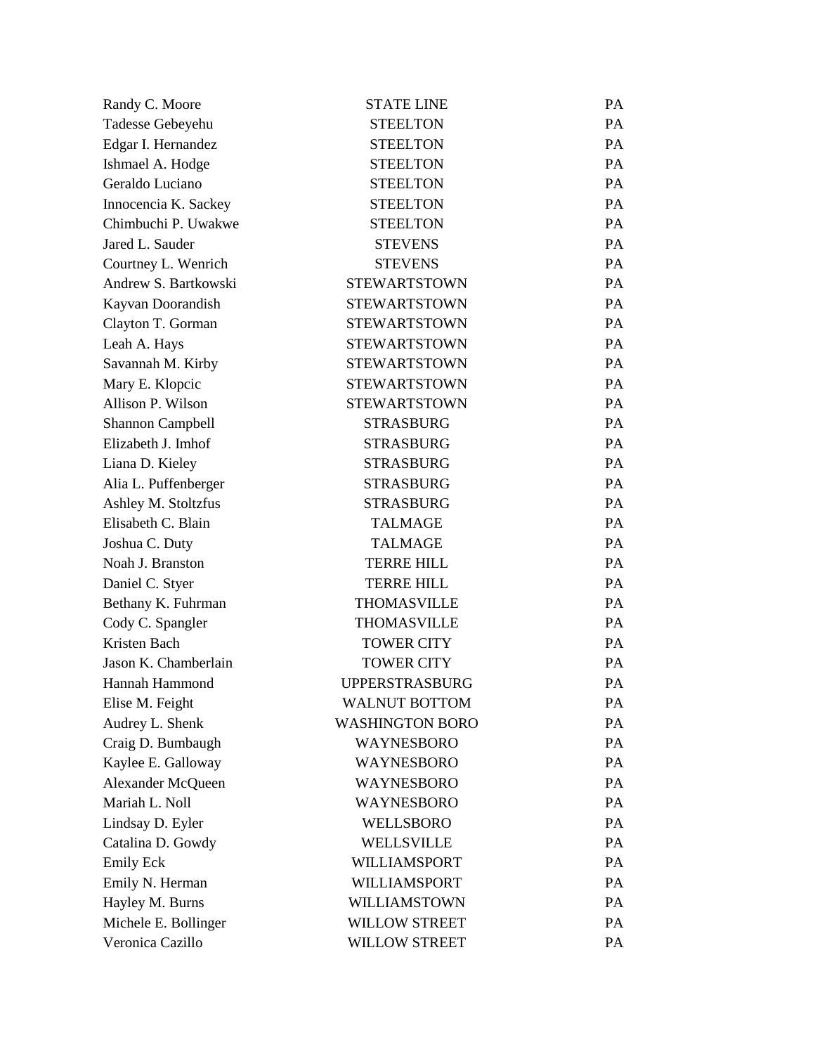| | | |
|---|---|---|
| Randy C. Moore | STATE LINE | PA |
| Tadesse Gebeyehu | STEELTON | PA |
| Edgar I. Hernandez | STEELTON | PA |
| Ishmael A. Hodge | STEELTON | PA |
| Geraldo Luciano | STEELTON | PA |
| Innocencia K. Sackey | STEELTON | PA |
| Chimbuchi P. Uwakwe | STEELTON | PA |
| Jared L. Sauder | STEVENS | PA |
| Courtney L. Wenrich | STEVENS | PA |
| Andrew S. Bartkowski | STEWARTSTOWN | PA |
| Kayvan Doorandish | STEWARTSTOWN | PA |
| Clayton T. Gorman | STEWARTSTOWN | PA |
| Leah A. Hays | STEWARTSTOWN | PA |
| Savannah M. Kirby | STEWARTSTOWN | PA |
| Mary E. Klopcic | STEWARTSTOWN | PA |
| Allison P. Wilson | STEWARTSTOWN | PA |
| Shannon Campbell | STRASBURG | PA |
| Elizabeth J. Imhof | STRASBURG | PA |
| Liana D. Kieley | STRASBURG | PA |
| Alia L. Puffenberger | STRASBURG | PA |
| Ashley M. Stoltzfus | STRASBURG | PA |
| Elisabeth C. Blain | TALMAGE | PA |
| Joshua C. Duty | TALMAGE | PA |
| Noah J. Branston | TERRE HILL | PA |
| Daniel C. Styer | TERRE HILL | PA |
| Bethany K. Fuhrman | THOMASVILLE | PA |
| Cody C. Spangler | THOMASVILLE | PA |
| Kristen Bach | TOWER CITY | PA |
| Jason K. Chamberlain | TOWER CITY | PA |
| Hannah Hammond | UPPERSTRASBURG | PA |
| Elise M. Feight | WALNUT BOTTOM | PA |
| Audrey L. Shenk | WASHINGTON BORO | PA |
| Craig D. Bumbaugh | WAYNESBORO | PA |
| Kaylee E. Galloway | WAYNESBORO | PA |
| Alexander McQueen | WAYNESBORO | PA |
| Mariah L. Noll | WAYNESBORO | PA |
| Lindsay D. Eyler | WELLSBORO | PA |
| Catalina D. Gowdy | WELLSVILLE | PA |
| Emily Eck | WILLIAMSPORT | PA |
| Emily N. Herman | WILLIAMSPORT | PA |
| Hayley M. Burns | WILLIAMSTOWN | PA |
| Michele E. Bollinger | WILLOW STREET | PA |
| Veronica Cazillo | WILLOW STREET | PA |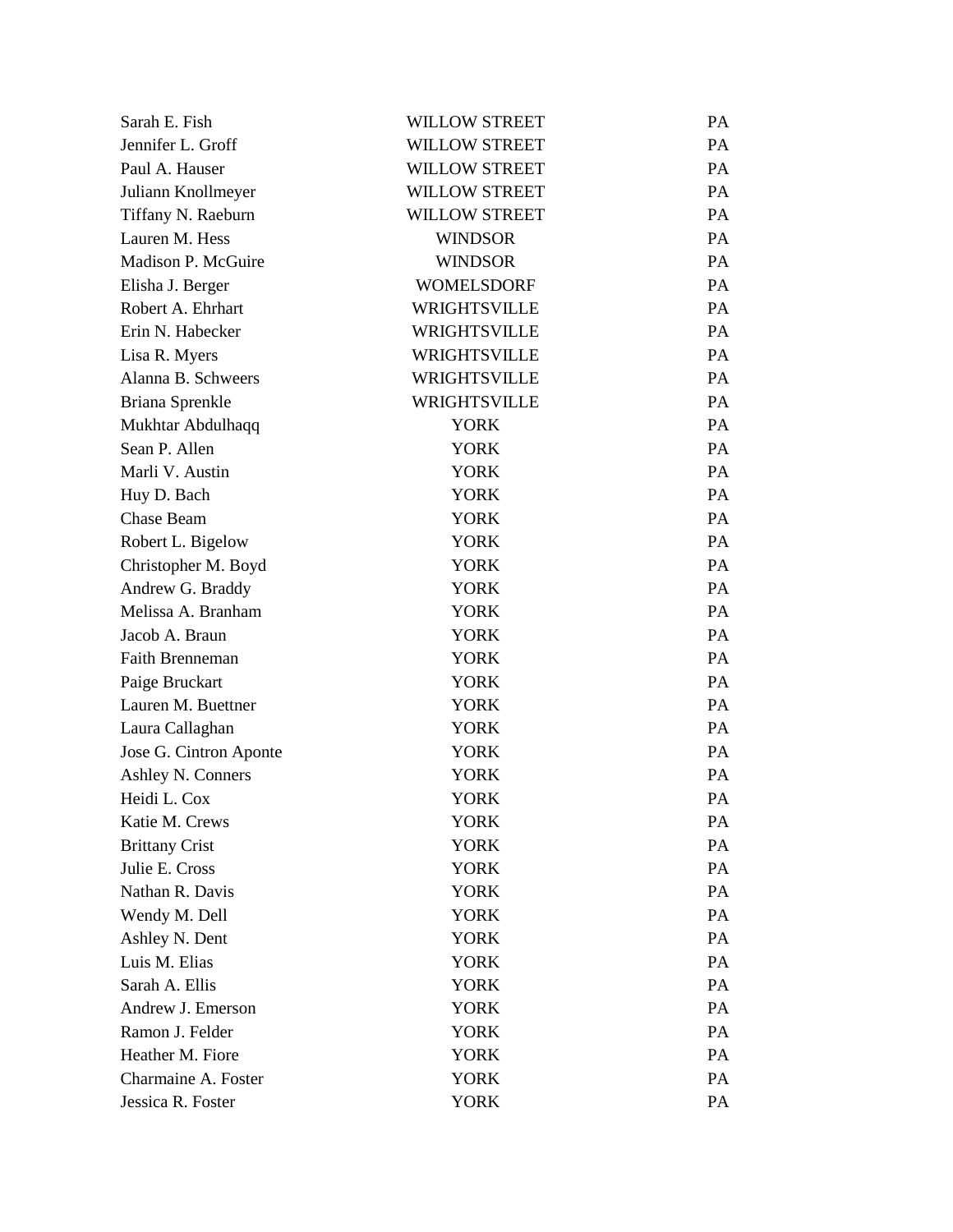| | | |
|---|---|---|
| Sarah E. Fish | WILLOW STREET | PA |
| Jennifer L. Groff | WILLOW STREET | PA |
| Paul A. Hauser | WILLOW STREET | PA |
| Juliann Knollmeyer | WILLOW STREET | PA |
| Tiffany N. Raeburn | WILLOW STREET | PA |
| Lauren M. Hess | WINDSOR | PA |
| Madison P. McGuire | WINDSOR | PA |
| Elisha J. Berger | WOMELSDORF | PA |
| Robert A. Ehrhart | WRIGHTSVILLE | PA |
| Erin N. Habecker | WRIGHTSVILLE | PA |
| Lisa R. Myers | WRIGHTSVILLE | PA |
| Alanna B. Schweers | WRIGHTSVILLE | PA |
| Briana Sprenkle | WRIGHTSVILLE | PA |
| Mukhtar Abdulhaqq | YORK | PA |
| Sean P. Allen | YORK | PA |
| Marli V. Austin | YORK | PA |
| Huy D. Bach | YORK | PA |
| Chase Beam | YORK | PA |
| Robert L. Bigelow | YORK | PA |
| Christopher M. Boyd | YORK | PA |
| Andrew G. Braddy | YORK | PA |
| Melissa A. Branham | YORK | PA |
| Jacob A. Braun | YORK | PA |
| Faith Brenneman | YORK | PA |
| Paige Bruckart | YORK | PA |
| Lauren M. Buettner | YORK | PA |
| Laura Callaghan | YORK | PA |
| Jose G. Cintron Aponte | YORK | PA |
| Ashley N. Conners | YORK | PA |
| Heidi L. Cox | YORK | PA |
| Katie M. Crews | YORK | PA |
| Brittany Crist | YORK | PA |
| Julie E. Cross | YORK | PA |
| Nathan R. Davis | YORK | PA |
| Wendy M. Dell | YORK | PA |
| Ashley N. Dent | YORK | PA |
| Luis M. Elias | YORK | PA |
| Sarah A. Ellis | YORK | PA |
| Andrew J. Emerson | YORK | PA |
| Ramon J. Felder | YORK | PA |
| Heather M. Fiore | YORK | PA |
| Charmaine A. Foster | YORK | PA |
| Jessica R. Foster | YORK | PA |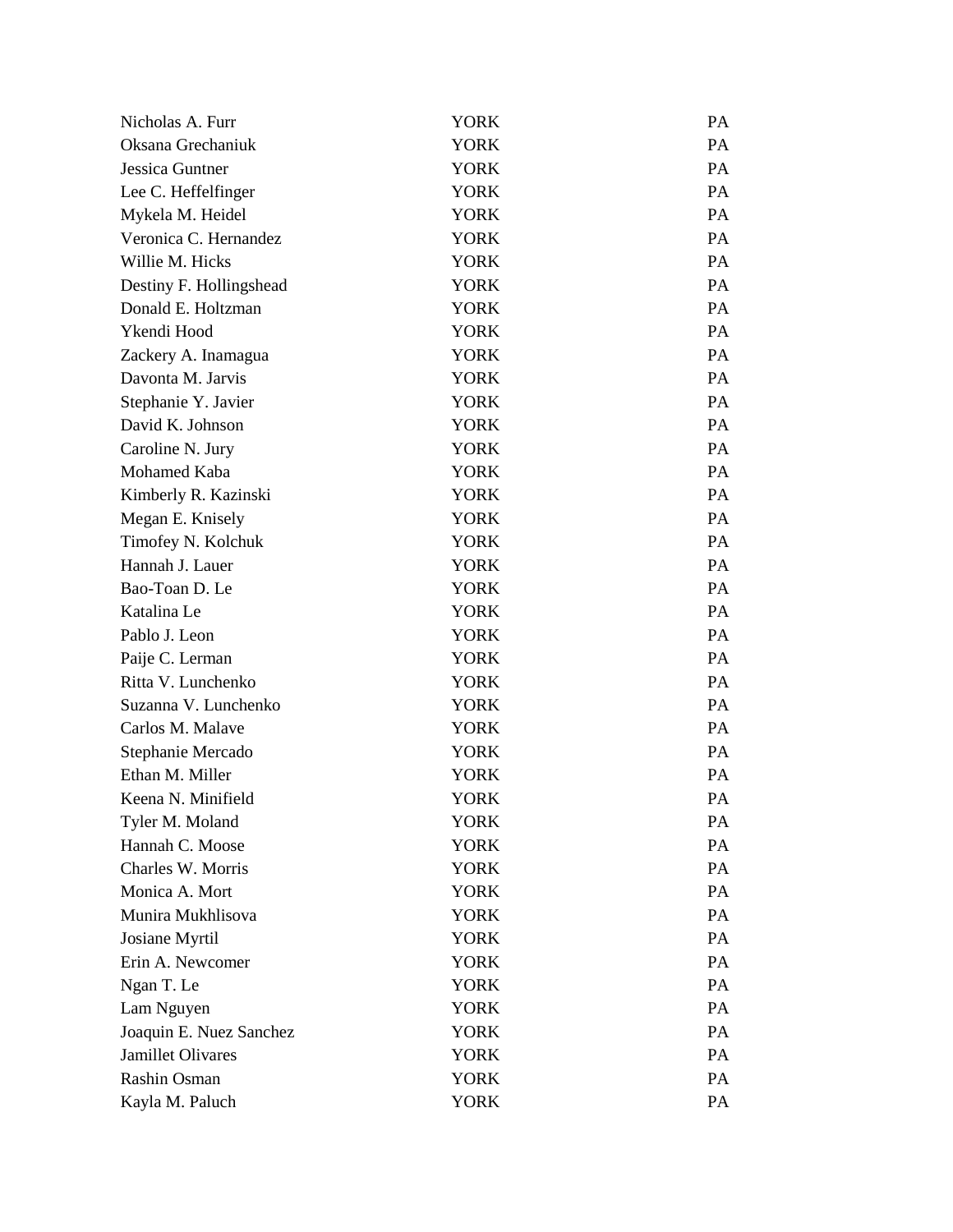| | | |
|---|---|---|
| Nicholas A. Furr | YORK | PA |
| Oksana Grechaniuk | YORK | PA |
| Jessica Guntner | YORK | PA |
| Lee C. Heffelfinger | YORK | PA |
| Mykela M. Heidel | YORK | PA |
| Veronica C. Hernandez | YORK | PA |
| Willie M. Hicks | YORK | PA |
| Destiny F. Hollingshead | YORK | PA |
| Donald E. Holtzman | YORK | PA |
| Ykendi Hood | YORK | PA |
| Zackery A. Inamagua | YORK | PA |
| Davonta M. Jarvis | YORK | PA |
| Stephanie Y. Javier | YORK | PA |
| David K. Johnson | YORK | PA |
| Caroline N. Jury | YORK | PA |
| Mohamed Kaba | YORK | PA |
| Kimberly R. Kazinski | YORK | PA |
| Megan E. Knisely | YORK | PA |
| Timofey N. Kolchuk | YORK | PA |
| Hannah J. Lauer | YORK | PA |
| Bao-Toan D. Le | YORK | PA |
| Katalina Le | YORK | PA |
| Pablo J. Leon | YORK | PA |
| Paije C. Lerman | YORK | PA |
| Ritta V. Lunchenko | YORK | PA |
| Suzanna V. Lunchenko | YORK | PA |
| Carlos M. Malave | YORK | PA |
| Stephanie Mercado | YORK | PA |
| Ethan M. Miller | YORK | PA |
| Keena N. Minifield | YORK | PA |
| Tyler M. Moland | YORK | PA |
| Hannah C. Moose | YORK | PA |
| Charles W. Morris | YORK | PA |
| Monica A. Mort | YORK | PA |
| Munira Mukhlisova | YORK | PA |
| Josiane Myrtil | YORK | PA |
| Erin A. Newcomer | YORK | PA |
| Ngan T. Le | YORK | PA |
| Lam Nguyen | YORK | PA |
| Joaquin E. Nuez Sanchez | YORK | PA |
| Jamillet Olivares | YORK | PA |
| Rashin Osman | YORK | PA |
| Kayla M. Paluch | YORK | PA |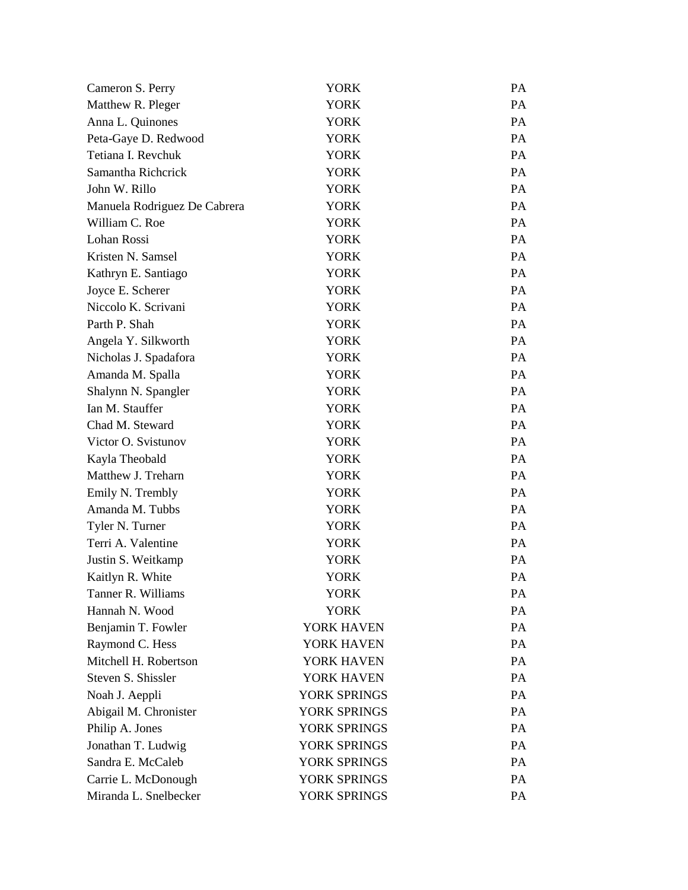| | | |
|---|---|---|
| Cameron S. Perry | YORK | PA |
| Matthew R. Pleger | YORK | PA |
| Anna L. Quinones | YORK | PA |
| Peta-Gaye D. Redwood | YORK | PA |
| Tetiana I. Revchuk | YORK | PA |
| Samantha Richcrick | YORK | PA |
| John W. Rillo | YORK | PA |
| Manuela Rodriguez De Cabrera | YORK | PA |
| William C. Roe | YORK | PA |
| Lohan Rossi | YORK | PA |
| Kristen N. Samsel | YORK | PA |
| Kathryn E. Santiago | YORK | PA |
| Joyce E. Scherer | YORK | PA |
| Niccolo K. Scrivani | YORK | PA |
| Parth P. Shah | YORK | PA |
| Angela Y. Silkworth | YORK | PA |
| Nicholas J. Spadafora | YORK | PA |
| Amanda M. Spalla | YORK | PA |
| Shalynn N. Spangler | YORK | PA |
| Ian M. Stauffer | YORK | PA |
| Chad M. Steward | YORK | PA |
| Victor O. Svistunov | YORK | PA |
| Kayla Theobald | YORK | PA |
| Matthew J. Treharn | YORK | PA |
| Emily N. Trembly | YORK | PA |
| Amanda M. Tubbs | YORK | PA |
| Tyler N. Turner | YORK | PA |
| Terri A. Valentine | YORK | PA |
| Justin S. Weitkamp | YORK | PA |
| Kaitlyn R. White | YORK | PA |
| Tanner R. Williams | YORK | PA |
| Hannah N. Wood | YORK | PA |
| Benjamin T. Fowler | YORK HAVEN | PA |
| Raymond C. Hess | YORK HAVEN | PA |
| Mitchell H. Robertson | YORK HAVEN | PA |
| Steven S. Shissler | YORK HAVEN | PA |
| Noah J. Aeppli | YORK SPRINGS | PA |
| Abigail M. Chronister | YORK SPRINGS | PA |
| Philip A. Jones | YORK SPRINGS | PA |
| Jonathan T. Ludwig | YORK SPRINGS | PA |
| Sandra E. McCaleb | YORK SPRINGS | PA |
| Carrie L. McDonough | YORK SPRINGS | PA |
| Miranda L. Snelbecker | YORK SPRINGS | PA |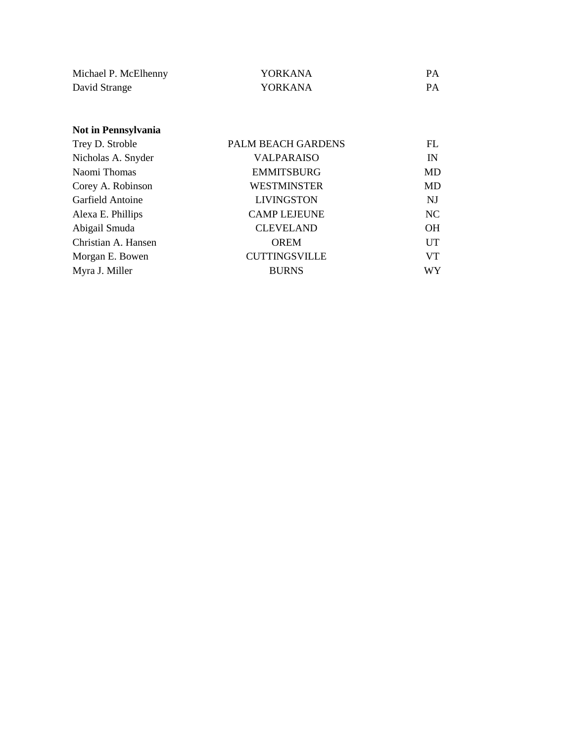| | | |
|---|---|---|
| Michael P. McElhenny | YORKANA | PA |
| David Strange | YORKANA | PA |

**Not in Pennsylvania**

| | | |
|---|---|---|
| Trey D. Stroble | PALM BEACH GARDENS | FL |
| Nicholas A. Snyder | VALPARAISO | IN |
| Naomi Thomas | EMMITSBURG | MD |
| Corey A. Robinson | WESTMINSTER | MD |
| Garfield Antoine | LIVINGSTON | NJ |
| Alexa E. Phillips | CAMP LEJEUNE | NC |
| Abigail Smuda | CLEVELAND | OH |
| Christian A. Hansen | OREM | UT |
| Morgan E. Bowen | CUTTINGSVILLE | VT |
| Myra J. Miller | BURNS | WY |